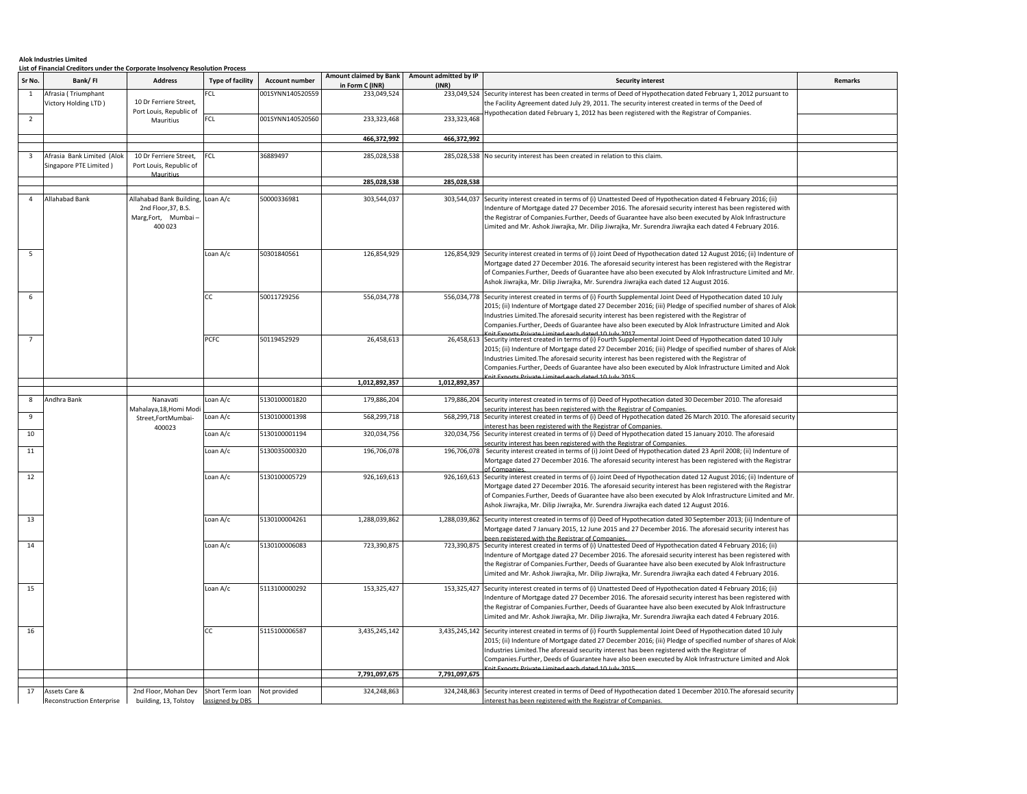**Alok Industries Limited**

**List of Financial Creditors under the Corporate Insolvency Resolution Process**

| Sr No. | Bank/ FI | Address | Type of facility | Account number | Amount claimed by Bank in Form C (INR) | Amount admitted by IP (INR) | Security interest | Remarks |
|---|---|---|---|---|---|---|---|---|
| 1 | Afrasia ( Triumphant Victory Holding LTD ) | 10 Dr Ferriere Street, Port Louis, Republic of Mauritius | FCL | 001SYNN140520559 | 233,049,524 | 233,049,524 | Security interest has been created in terms of Deed of Hypothecation dated February 1, 2012 pursuant to the Facility Agreement dated July 29, 2011. The security interest created in terms of the Deed of Hypothecation dated February 1, 2012 has been registered with the Registrar of Companies. | |
| 2 | | | FCL | 001SYNN140520560 | 233,323,468 | 233,323,468 | | |
| | | | | | **466,372,992** | **466,372,992** | | |
| 3 | Afrasia Bank Limited (Alok Singapore PTE Limited ) | 10 Dr Ferriere Street, Port Louis, Republic of Mauritius | FCL | 36889497 | 285,028,538 | 285,028,538 | No security interest has been created in relation to this claim. | |
| | | | | | **285,028,538** | **285,028,538** | | |
| 4 | Allahabad Bank | Allahabad Bank Building, 2nd Floor,37, B.S. Marg,Fort, Mumbai – 400 023 | Loan A/c | 50000336981 | 303,544,037 | 303,544,037 | Security interest created in terms of (i) Unattested Deed of Hypothecation dated 4 February 2016; (ii) Indenture of Mortgage dated 27 December 2016. The aforesaid security interest has been registered with the Registrar of Companies.Further, Deeds of Guarantee have also been executed by Alok Infrastructure Limited and Mr. Ashok Jiwrajka, Mr. Dilip Jiwrajka, Mr. Surendra Jiwrajka each dated 4 February 2016. | |
| 5 | | | Loan A/c | 50301840561 | 126,854,929 | 126,854,929 | Security interest created in terms of (i) Joint Deed of Hypothecation dated 12 August 2016; (ii) Indenture of Mortgage dated 27 December 2016. The aforesaid security interest has been registered with the Registrar of Companies.Further, Deeds of Guarantee have also been executed by Alok Infrastructure Limited and Mr. Ashok Jiwrajka, Mr. Dilip Jiwrajka, Mr. Surendra Jiwrajka each dated 12 August 2016. | |
| 6 | | | CC | 50011729256 | 556,034,778 | 556,034,778 | Security interest created in terms of (i) Fourth Supplemental Joint Deed of Hypothecation dated 10 July 2015; (ii) Indenture of Mortgage dated 27 December 2016; (iii) Pledge of specified number of shares of Alok Industries Limited.The aforesaid security interest has been registered with the Registrar of Companies.Further, Deeds of Guarantee have also been executed by Alok Infrastructure Limited and Alok Knit Exports Private Limited each dated 10 July 2017 | |
| 7 | | | PCFC | 50119452929 | 26,458,613 | 26,458,613 | Security interest created in terms of (i) Fourth Supplemental Joint Deed of Hypothecation dated 10 July 2015; (ii) Indenture of Mortgage dated 27 December 2016; (iii) Pledge of specified number of shares of Alok Industries Limited.The aforesaid security interest has been registered with the Registrar of Companies.Further, Deeds of Guarantee have also been executed by Alok Infrastructure Limited and Alok Knit Exports Private Limited each dated 10 July 2015 | |
| | | | | | **1,012,892,357** | **1,012,892,357** | | |
| 8 | Andhra Bank | Nanavati Mahalaya,18,Homi Modi Street,FortMumbai-400023 | Loan A/c | 5130100001820 | 179,886,204 | 179,886,204 | Security interest created in terms of (i) Deed of Hypothecation dated 30 December 2010. The aforesaid security interest has been registered with the Registrar of Companies. | |
| 9 | | | Loan A/c | 5130100001398 | 568,299,718 | 568,299,718 | Security interest created in terms of (i) Deed of Hypothecation dated 26 March 2010. The aforesaid security interest has been registered with the Registrar of Companies. | |
| 10 | | | Loan A/c | 5130100001194 | 320,034,756 | 320,034,756 | Security interest created in terms of (i) Deed of Hypothecation dated 15 January 2010. The aforesaid security interest has been registered with the Registrar of Companies. | |
| 11 | | | Loan A/c | 5130035000320 | 196,706,078 | 196,706,078 | Security interest created in terms of (i) Joint Deed of Hypothecation dated 23 April 2008; (ii) Indenture of Mortgage dated 27 December 2016. The aforesaid security interest has been registered with the Registrar of Companies. | |
| 12 | | | Loan A/c | 5130100005729 | 926,169,613 | 926,169,613 | Security interest created in terms of (i) Joint Deed of Hypothecation dated 12 August 2016; (ii) Indenture of Mortgage dated 27 December 2016. The aforesaid security interest has been registered with the Registrar of Companies.Further, Deeds of Guarantee have also been executed by Alok Infrastructure Limited and Mr. Ashok Jiwrajka, Mr. Dilip Jiwrajka, Mr. Surendra Jiwrajka each dated 12 August 2016. | |
| 13 | | | Loan A/c | 5130100004261 | 1,288,039,862 | 1,288,039,862 | Security interest created in terms of (i) Deed of Hypothecation dated 30 September 2013; (ii) Indenture of Mortgage dated 7 January 2015, 12 June 2015 and 27 December 2016. The aforesaid security interest has been registered with the Registrar of Companies. | |
| 14 | | | Loan A/c | 5130100006083 | 723,390,875 | 723,390,875 | Security interest created in terms of (i) Unattested Deed of Hypothecation dated 4 February 2016; (ii) Indenture of Mortgage dated 27 December 2016. The aforesaid security interest has been registered with the Registrar of Companies.Further, Deeds of Guarantee have also been executed by Alok Infrastructure Limited and Mr. Ashok Jiwrajka, Mr. Dilip Jiwrajka, Mr. Surendra Jiwrajka each dated 4 February 2016. | |
| 15 | | | Loan A/c | 5113100000292 | 153,325,427 | 153,325,427 | Security interest created in terms of (i) Unattested Deed of Hypothecation dated 4 February 2016; (ii) Indenture of Mortgage dated 27 December 2016. The aforesaid security interest has been registered with the Registrar of Companies.Further, Deeds of Guarantee have also been executed by Alok Infrastructure Limited and Mr. Ashok Jiwrajka, Mr. Dilip Jiwrajka, Mr. Surendra Jiwrajka each dated 4 February 2016. | |
| 16 | | | CC | 5115100006587 | 3,435,245,142 | 3,435,245,142 | Security interest created in terms of (i) Fourth Supplemental Joint Deed of Hypothecation dated 10 July 2015; (ii) Indenture of Mortgage dated 27 December 2016; (iii) Pledge of specified number of shares of Alok Industries Limited.The aforesaid security interest has been registered with the Registrar of Companies.Further, Deeds of Guarantee have also been executed by Alok Infrastructure Limited and Alok Knit Exports Private Limited each dated 10 July 2015 | |
| | | | | | **7,791,097,675** | **7,791,097,675** | | |
| 17 | Assets Care & Reconstruction Enterprise | 2nd Floor, Mohan Dev building, 13, Tolstoy | Short Term loan assigned by DBS | Not provided | 324,248,863 | 324,248,863 | Security interest created in terms of Deed of Hypothecation dated 1 December 2010.The aforesaid security interest has been registered with the Registrar of Companies. | |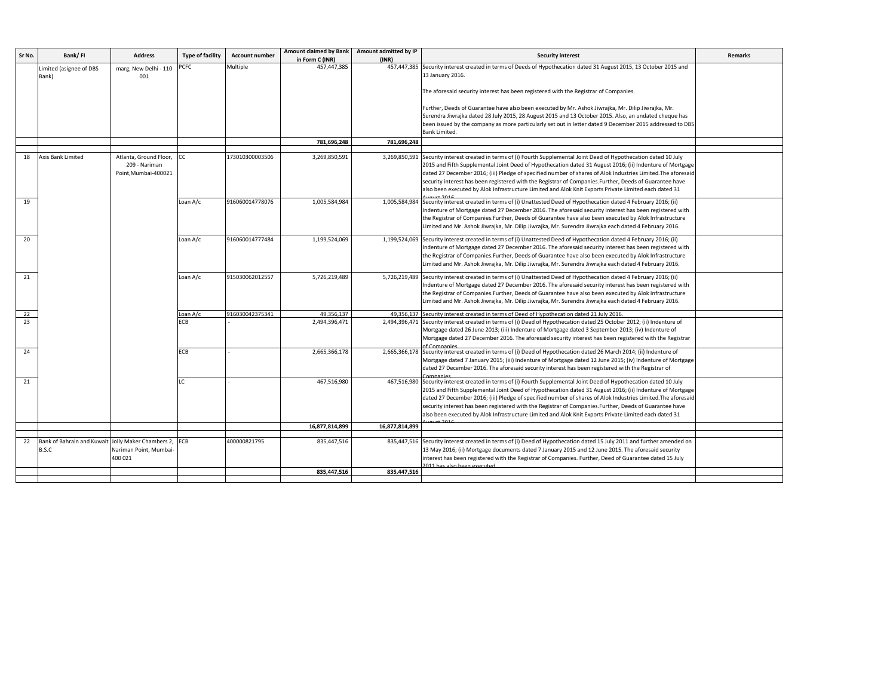| Sr No. | Bank/ FI | Address | Type of facility | Account number | Amount claimed by Bank in Form C (INR) | Amount admitted by IP (INR) | Security interest | Remarks |
|---|---|---|---|---|---|---|---|---|
| | Limited (asignee of DBS Bank) | marg, New Delhi - 110 001 | PCFC | Multiple | 457,447,385 | 457,447,385 | Security interest created in terms of Deeds of Hypothecation dated 31 August 2015, 13 October 2015 and 13 January 2016. The aforesaid security interest has been registered with the Registrar of Companies. Further, Deeds of Guarantee have also been executed by Mr. Ashok Jiwrajka, Mr. Dilip Jiwrajka, Mr. Surendra Jiwrajka dated 28 July 2015, 28 August 2015 and 13 October 2015. Also, an undated cheque has been issued by the company as more particularly set out in letter dated 9 December 2015 addressed to DBS Bank Limited. | |
| | | | | | 781,696,248 | 781,696,248 | | |
| | | | | | | | | |
| 18 | Axis Bank Limited | Atlanta, Ground Floor, 209 - Nariman Point,Mumbai-400021 | CC | 173010300003506 | 3,269,850,591 | 3,269,850,591 | Security interest created in terms of (i) Fourth Supplemental Joint Deed of Hypothecation dated 10 July 2015 and Fifth Supplemental Joint Deed of Hypothecation dated 31 August 2016; (ii) Indenture of Mortgage dated 27 December 2016; (iii) Pledge of specified number of shares of Alok Industries Limited.The aforesaid security interest has been registered with the Registrar of Companies.Further, Deeds of Guarantee have also been executed by Alok Infrastructure Limited and Alok Knit Exports Private Limited each dated 31 August 2016 | |
| 19 | | | Loan A/c | 916060014778076 | 1,005,584,984 | 1,005,584,984 | Security interest created in terms of (i) Unattested Deed of Hypothecation dated 4 February 2016; (ii) Indenture of Mortgage dated 27 December 2016. The aforesaid security interest has been registered with the Registrar of Companies.Further, Deeds of Guarantee have also been executed by Alok Infrastructure Limited and Mr. Ashok Jiwrajka, Mr. Dilip Jiwrajka, Mr. Surendra Jiwrajka each dated 4 February 2016. | |
| 20 | | | Loan A/c | 916060014777484 | 1,199,524,069 | 1,199,524,069 | Security interest created in terms of (i) Unattested Deed of Hypothecation dated 4 February 2016; (ii) Indenture of Mortgage dated 27 December 2016. The aforesaid security interest has been registered with the Registrar of Companies.Further, Deeds of Guarantee have also been executed by Alok Infrastructure Limited and Mr. Ashok Jiwrajka, Mr. Dilip Jiwrajka, Mr. Surendra Jiwrajka each dated 4 February 2016. | |
| 21 | | | Loan A/c | 915030062012557 | 5,726,219,489 | 5,726,219,489 | Security interest created in terms of (i) Unattested Deed of Hypothecation dated 4 February 2016; (ii) Indenture of Mortgage dated 27 December 2016. The aforesaid security interest has been registered with the Registrar of Companies.Further, Deeds of Guarantee have also been executed by Alok Infrastructure Limited and Mr. Ashok Jiwrajka, Mr. Dilip Jiwrajka, Mr. Surendra Jiwrajka each dated 4 February 2016. | |
| 22 | | | Loan A/c | 916030042375341 | 49,356,137 | 49,356,137 | Security interest created in terms of Deed of Hypothecation dated 21 July 2016. | |
| 23 | | | ECB | - | 2,494,396,471 | 2,494,396,471 | Security interest created in terms of (i) Deed of Hypothecation dated 25 October 2012; (ii) Indenture of Mortgage dated 26 June 2013; (iii) Indenture of Mortgage dated 3 September 2013; (iv) Indenture of Mortgage dated 27 December 2016. The aforesaid security interest has been registered with the Registrar of Companies | |
| 24 | | | ECB | - | 2,665,366,178 | 2,665,366,178 | Security interest created in terms of (i) Deed of Hypothecation dated 26 March 2014; (ii) Indenture of Mortgage dated 7 January 2015; (iii) Indenture of Mortgage dated 12 June 2015; (iv) Indenture of Mortgage dated 27 December 2016. The aforesaid security interest has been registered with the Registrar of Companies | |
| 21 | | | LC | - | 467,516,980 | 467,516,980 | Security interest created in terms of (i) Fourth Supplemental Joint Deed of Hypothecation dated 10 July 2015 and Fifth Supplemental Joint Deed of Hypothecation dated 31 August 2016; (ii) Indenture of Mortgage dated 27 December 2016; (iii) Pledge of specified number of shares of Alok Industries Limited.The aforesaid security interest has been registered with the Registrar of Companies.Further, Deeds of Guarantee have also been executed by Alok Infrastructure Limited and Alok Knit Exports Private Limited each dated 31 August 2016 | |
| | | | | | 16,877,814,899 | 16,877,814,899 | | |
| | | | | | | | | |
| 22 | Bank of Bahrain and Kuwait B.S.C | Jolly Maker Chambers 2, Nariman Point, Mumbai-400 021 | ECB | 400000821795 | 835,447,516 | 835,447,516 | Security interest created in terms of (i) Deed of Hypothecation dated 15 July 2011 and further amended on 13 May 2016; (ii) Mortgage documents dated 7 January 2015 and 12 June 2015. The aforesaid security interest has been registered with the Registrar of Companies. Further, Deed of Guarantee dated 15 July 2011 has also been executed | |
| | | | | | 835,447,516 | 835,447,516 | | |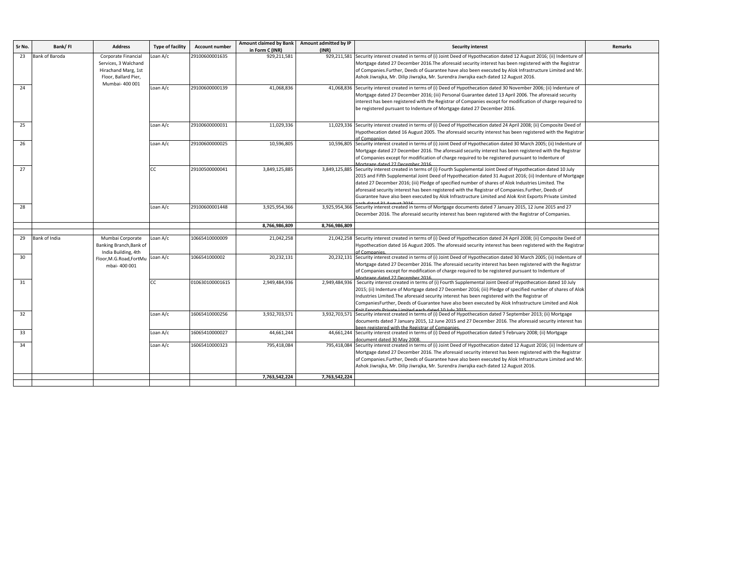| Sr No. | Bank/ FI | Address | Type of facility | Account number | Amount claimed by Bank in Form C (INR) | Amount admitted by IP (INR) | Security interest | Remarks |
|---|---|---|---|---|---|---|---|---|
| 23 | Bank of Baroda | Corporate Financial Services, 3 Walchand Hirachand Marg, 1st Floor, Ballard Pier, Mumbai- 400 001 | Loan A/c | 29100600001635 | 929,211,581 | 929,211,581 | Security interest created in terms of (i) Joint Deed of Hypothecation dated 12 August 2016; (ii) Indenture of Mortgage dated 27 December 2016.The aforesaid security interest has been registered with the Registrar of Companies.Further, Deeds of Guarantee have also been executed by Alok Infrastructure Limited and Mr. Ashok Jiwrajka, Mr. Dilip Jiwrajka, Mr. Surendra Jiwrajka each dated 12 August 2016. | |
| 24 | | | Loan A/c | 29100600000139 | 41,068,836 | 41,068,836 | Security interest created in terms of (i) Deed of Hypothecation dated 30 November 2006; (ii) Indenture of Mortgage dated 27 December 2016; (iii) Personal Guarantee dated 13 April 2006. The aforesaid security interest has been registered with the Registrar of Companies except for modification of charge required to be registered pursuant to Indenture of Mortgage dated 27 December 2016. | |
| 25 | | | Loan A/c | 29100600000031 | 11,029,336 | 11,029,336 | Security interest created in terms of (i) Deed of Hypothecation dated 24 April 2008; (ii) Composite Deed of Hypothecation dated 16 August 2005. The aforesaid security interest has been registered with the Registrar of Companies. | |
| 26 | | | Loan A/c | 29100600000025 | 10,596,805 | 10,596,805 | Security interest created in terms of (i) Joint Deed of Hypothecation dated 30 March 2005; (ii) Indenture of Mortgage dated 27 December 2016. The aforesaid security interest has been registered with the Registrar of Companies except for modification of charge required to be registered pursuant to Indenture of Mortgage dated 27 December 2016. | |
| 27 | | | CC | 29100500000041 | 3,849,125,885 | 3,849,125,885 | Security interest created in terms of (i) Fourth Supplemental Joint Deed of Hypothecation dated 10 July 2015 and Fifth Supplemental Joint Deed of Hypothecation dated 31 August 2016; (ii) Indenture of Mortgage dated 27 December 2016; (iii) Pledge of specified number of shares of Alok Industries Limited. The aforesaid security interest has been registered with the Registrar of Companies.Further, Deeds of Guarantee have also been executed by Alok Infrastructure Limited and Alok Knit Exports Private Limited each dated 31 August 2016. | |
| 28 | | | Loan A/c | 29100600001448 | 3,925,954,366 | 3,925,954,366 | Security interest created in terms of Mortgage documents dated 7 January 2015, 12 June 2015 and 27 December 2016. The aforesaid security interest has been registered with the Registrar of Companies. | |
| | | | | | 8,766,986,809 | 8,766,986,809 | | |
| | | | | | | | | |
| 29 | Bank of India | Mumbai Corporate Banking Branch,Bank of India Building, 4th Floor,M.G.Road,FortMumbai- 400 001 | Loan A/c | 10665410000009 | 21,042,258 | 21,042,258 | Security interest created in terms of (i) Deed of Hypothecation dated 24 April 2008; (ii) Composite Deed of Hypothecation dated 16 August 2005. The aforesaid security interest has been registered with the Registrar of Companies. | |
| 30 | | | Loan A/c | 1066541000002 | 20,232,131 | 20,232,131 | Security interest created in terms of (i) Joint Deed of Hypothecation dated 30 March 2005; (ii) Indenture of Mortgage dated 27 December 2016. The aforesaid security interest has been registered with the Registrar of Companies except for modification of charge required to be registered pursuant to Indenture of Mortgage dated 27 December 2016. | |
| 31 | | | CC | 010630100001615 | 2,949,484,936 | 2,949,484,936 | Security interest created in terms of (i) Fourth Supplemental Joint Deed of Hypothecation dated 10 July 2015; (ii) Indenture of Mortgage dated 27 December 2016; (iii) Pledge of specified number of shares of Alok Industries Limited.The aforesaid security interest has been registered with the Registrar of CompaniesFurther, Deeds of Guarantee have also been executed by Alok Infrastructure Limited and Alok Knit Exports Private Limited each dated 10 July 2015. | |
| 32 | | | Loan A/c | 16065410000256 | 3,932,703,571 | 3,932,703,571 | Security interest created in terms of (i) Deed of Hypothecation dated 7 September 2013; (ii) Mortgage documents dated 7 January 2015, 12 June 2015 and 27 December 2016. The aforesaid security interest has been registered with the Registrar of Companies. | |
| 33 | | | Loan A/c | 16065410000027 | 44,661,244 | 44,661,244 | Security interest created in terms of (i) Deed of Hypothecation dated 5 February 2008; (ii) Mortgage document dated 30 May 2008. | |
| 34 | | | Loan A/c | 16065410000323 | 795,418,084 | 795,418,084 | Security interest created in terms of (i) Joint Deed of Hypothecation dated 12 August 2016; (ii) Indenture of Mortgage dated 27 December 2016. The aforesaid security interest has been registered with the Registrar of Companies.Further, Deeds of Guarantee have also been executed by Alok Infrastructure Limited and Mr. Ashok Jiwrajka, Mr. Dilip Jiwrajka, Mr. Surendra Jiwrajka each dated 12 August 2016. | |
| | | | | | 7,763,542,224 | 7,763,542,224 | | |
| | | | | | | | | |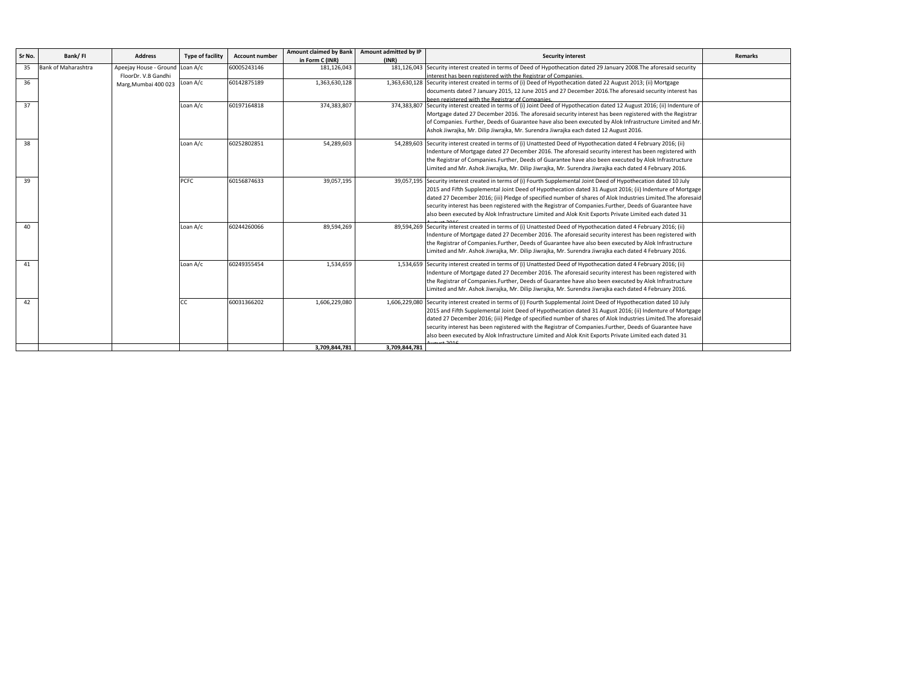| Sr No. | Bank/ FI | Address | Type of facility | Account number | Amount claimed by Bank in Form C (INR) | Amount admitted by IP (INR) | Security interest | Remarks |
|---|---|---|---|---|---|---|---|---|
| 35 | Bank of Maharashtra | Apeejay House - Ground FloorDr. V.B Gandhi Marg,Mumbai 400 023 | Loan A/c | 60005243146 | 181,126,043 | 181,126,043 | Security interest created in terms of Deed of Hypothecation dated 29 January 2008.The aforesaid security interest has been registered with the Registrar of Companies. | |
| 36 | | | Loan A/c | 60142875189 | 1,363,630,128 | 1,363,630,128 | Security interest created in terms of (i) Deed of Hypothecation dated 22 August 2013; (ii) Mortgage documents dated 7 January 2015, 12 June 2015 and 27 December 2016.The aforesaid security interest has been registered with the Registrar of Companies. | |
| 37 | | | Loan A/c | 60197164818 | 374,383,807 | 374,383,807 | Security interest created in terms of (i) Joint Deed of Hypothecation dated 12 August 2016; (ii) Indenture of Mortgage dated 27 December 2016. The aforesaid security interest has been registered with the Registrar of Companies. Further, Deeds of Guarantee have also been executed by Alok Infrastructure Limited and Mr. Ashok Jiwrajka, Mr. Dilip Jiwrajka, Mr. Surendra Jiwrajka each dated 12 August 2016. | |
| 38 | | | Loan A/c | 60252802851 | 54,289,603 | 54,289,603 | Security interest created in terms of (i) Unattested Deed of Hypothecation dated 4 February 2016; (ii) Indenture of Mortgage dated 27 December 2016. The aforesaid security interest has been registered with the Registrar of Companies.Further, Deeds of Guarantee have also been executed by Alok Infrastructure Limited and Mr. Ashok Jiwrajka, Mr. Dilip Jiwrajka, Mr. Surendra Jiwrajka each dated 4 February 2016. | |
| 39 | | | PCFC | 60156874633 | 39,057,195 | 39,057,195 | Security interest created in terms of (i) Fourth Supplemental Joint Deed of Hypothecation dated 10 July 2015 and Fifth Supplemental Joint Deed of Hypothecation dated 31 August 2016; (ii) Indenture of Mortgage dated 27 December 2016; (iii) Pledge of specified number of shares of Alok Industries Limited.The aforesaid security interest has been registered with the Registrar of Companies.Further, Deeds of Guarantee have also been executed by Alok Infrastructure Limited and Alok Knit Exports Private Limited each dated 31 August 2016 | |
| 40 | | | Loan A/c | 60244260066 | 89,594,269 | 89,594,269 | Security interest created in terms of (i) Unattested Deed of Hypothecation dated 4 February 2016; (ii) Indenture of Mortgage dated 27 December 2016. The aforesaid security interest has been registered with the Registrar of Companies.Further, Deeds of Guarantee have also been executed by Alok Infrastructure Limited and Mr. Ashok Jiwrajka, Mr. Dilip Jiwrajka, Mr. Surendra Jiwrajka each dated 4 February 2016. | |
| 41 | | | Loan A/c | 60249355454 | 1,534,659 | 1,534,659 | Security interest created in terms of (i) Unattested Deed of Hypothecation dated 4 February 2016; (ii) Indenture of Mortgage dated 27 December 2016. The aforesaid security interest has been registered with the Registrar of Companies.Further, Deeds of Guarantee have also been executed by Alok Infrastructure Limited and Mr. Ashok Jiwrajka, Mr. Dilip Jiwrajka, Mr. Surendra Jiwrajka each dated 4 February 2016. | |
| 42 | | | CC | 60031366202 | 1,606,229,080 | 1,606,229,080 | Security interest created in terms of (i) Fourth Supplemental Joint Deed of Hypothecation dated 10 July 2015 and Fifth Supplemental Joint Deed of Hypothecation dated 31 August 2016; (ii) Indenture of Mortgage dated 27 December 2016; (iii) Pledge of specified number of shares of Alok Industries Limited.The aforesaid security interest has been registered with the Registrar of Companies.Further, Deeds of Guarantee have also been executed by Alok Infrastructure Limited and Alok Knit Exports Private Limited each dated 31 August 2016 | |
| | | | | | 3,709,844,781 | 3,709,844,781 | | |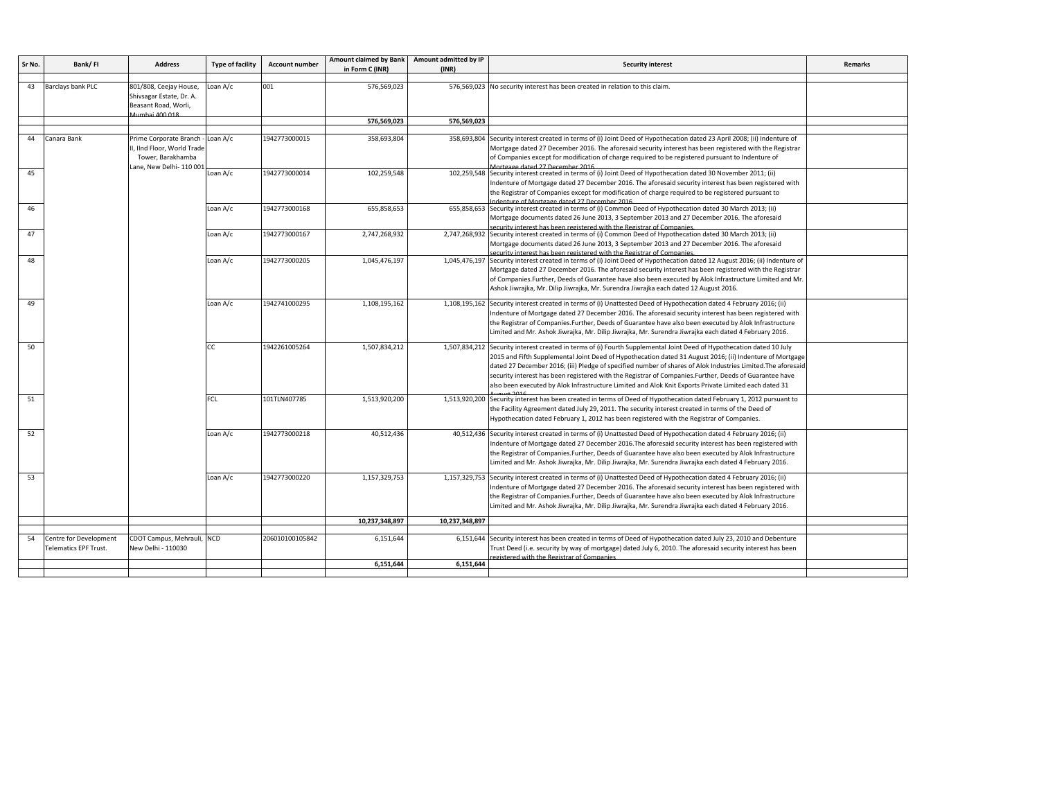| Sr No. | Bank/ FI | Address | Type of facility | Account number | Amount claimed by Bank in Form C (INR) | Amount admitted by IP (INR) | Security interest | Remarks |
|---|---|---|---|---|---|---|---|---|
| 43 | Barclays bank PLC | 801/808, Ceejay House, Shivsagar Estate, Dr. A. Beasant Road, Worli, Mumbai 400 018 | Loan A/c | 001 | 576,569,023 | 576,569,023 | No security interest has been created in relation to this claim. | |
| | | | | | **576,569,023** | **576,569,023** | | |
| 44 | Canara Bank | Prime Corporate Branch - II, IInd Floor, World Trade Tower, Barakhamba Lane, New Delhi- 110 001 | Loan A/c | 1942773000015 | 358,693,804 | 358,693,804 | Security interest created in terms of (i) Joint Deed of Hypothecation dated 23 April 2008; (ii) Indenture of Mortgage dated 27 December 2016. The aforesaid security interest has been registered with the Registrar of Companies except for modification of charge required to be registered pursuant to Indenture of Mortgage dated 27 December 2016. | |
| 45 | | | Loan A/c | 1942773000014 | 102,259,548 | 102,259,548 | Security interest created in terms of (i) Joint Deed of Hypothecation dated 30 November 2011; (ii) Indenture of Mortgage dated 27 December 2016. The aforesaid security interest has been registered with the Registrar of Companies except for modification of charge required to be registered pursuant to Indenture of Mortgage dated 27 December 2016. | |
| 46 | | | Loan A/c | 1942773000168 | 655,858,653 | 655,858,653 | Security interest created in terms of (i) Common Deed of Hypothecation dated 30 March 2013; (ii) Mortgage documents dated 26 June 2013, 3 September 2013 and 27 December 2016. The aforesaid security interest has been registered with the Registrar of Companies. | |
| 47 | | | Loan A/c | 1942773000167 | 2,747,268,932 | 2,747,268,932 | Security interest created in terms of (i) Common Deed of Hypothecation dated 30 March 2013; (ii) Mortgage documents dated 26 June 2013, 3 September 2013 and 27 December 2016. The aforesaid security interest has been registered with the Registrar of Companies. | |
| 48 | | | Loan A/c | 1942773000205 | 1,045,476,197 | 1,045,476,197 | Security interest created in terms of (i) Joint Deed of Hypothecation dated 12 August 2016; (ii) Indenture of Mortgage dated 27 December 2016. The aforesaid security interest has been registered with the Registrar of Companies.Further, Deeds of Guarantee have also been executed by Alok Infrastructure Limited and Mr. Ashok Jiwrajka, Mr. Dilip Jiwrajka, Mr. Surendra Jiwrajka each dated 12 August 2016. | |
| 49 | | | Loan A/c | 1942741000295 | 1,108,195,162 | 1,108,195,162 | Security interest created in terms of (i) Unattested Deed of Hypothecation dated 4 February 2016; (ii) Indenture of Mortgage dated 27 December 2016. The aforesaid security interest has been registered with the Registrar of Companies.Further, Deeds of Guarantee have also been executed by Alok Infrastructure Limited and Mr. Ashok Jiwrajka, Mr. Dilip Jiwrajka, Mr. Surendra Jiwrajka each dated 4 February 2016. | |
| 50 | | | CC | 1942261005264 | 1,507,834,212 | 1,507,834,212 | Security interest created in terms of (i) Fourth Supplemental Joint Deed of Hypothecation dated 10 July 2015 and Fifth Supplemental Joint Deed of Hypothecation dated 31 August 2016; (ii) Indenture of Mortgage dated 27 December 2016; (iii) Pledge of specified number of shares of Alok Industries Limited.The aforesaid security interest has been registered with the Registrar of Companies.Further, Deeds of Guarantee have also been executed by Alok Infrastructure Limited and Alok Knit Exports Private Limited each dated 31 August 2016. | |
| 51 | | | FCL | 101TLN407785 | 1,513,920,200 | 1,513,920,200 | Security interest has been created in terms of Deed of Hypothecation dated February 1, 2012 pursuant to the Facility Agreement dated July 29, 2011. The security interest created in terms of the Deed of Hypothecation dated February 1, 2012 has been registered with the Registrar of Companies. | |
| 52 | | | Loan A/c | 1942773000218 | 40,512,436 | 40,512,436 | Security interest created in terms of (i) Unattested Deed of Hypothecation dated 4 February 2016; (ii) Indenture of Mortgage dated 27 December 2016.The aforesaid security interest has been registered with the Registrar of Companies.Further, Deeds of Guarantee have also been executed by Alok Infrastructure Limited and Mr. Ashok Jiwrajka, Mr. Dilip Jiwrajka, Mr. Surendra Jiwrajka each dated 4 February 2016. | |
| 53 | | | Loan A/c | 1942773000220 | 1,157,329,753 | 1,157,329,753 | Security interest created in terms of (i) Unattested Deed of Hypothecation dated 4 February 2016; (ii) Indenture of Mortgage dated 27 December 2016. The aforesaid security interest has been registered with the Registrar of Companies.Further, Deeds of Guarantee have also been executed by Alok Infrastructure Limited and Mr. Ashok Jiwrajka, Mr. Dilip Jiwrajka, Mr. Surendra Jiwrajka each dated 4 February 2016. | |
| | | | | | **10,237,348,897** | **10,237,348,897** | | |
| 54 | Centre for Development Telematics EPF Trust. | CDOT Campus, Mehrauli, New Delhi - 110030 | NCD | 206010100105842 | 6,151,644 | 6,151,644 | Security interest has been created in terms of Deed of Hypothecation dated July 23, 2010 and Debenture Trust Deed (i.e. security by way of mortgage) dated July 6, 2010. The aforesaid security interest has been registered with the Registrar of Companies | |
| | | | | | **6,151,644** | **6,151,644** | | |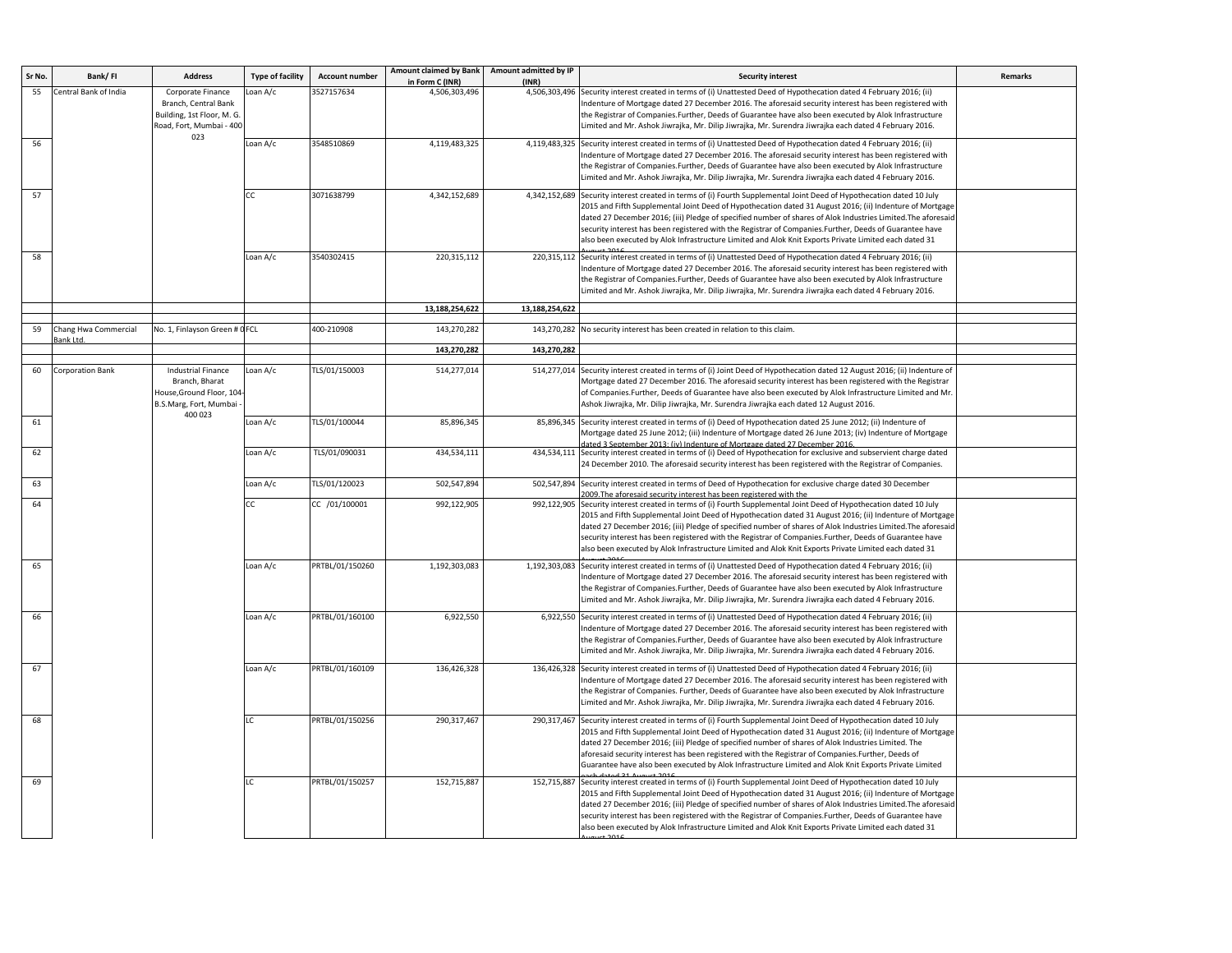| Sr No. | Bank/ FI | Address | Type of facility | Account number | Amount claimed by Bank in Form C (INR) | Amount admitted by IP (INR) | Security interest | Remarks |
|---|---|---|---|---|---|---|---|---|
| 55 | Central Bank of India | Corporate Finance Branch, Central Bank Building, 1st Floor, M. G. Road, Fort, Mumbai - 400 023 | Loan A/c | 3527157634 | 4,506,303,496 | 4,506,303,496 | Security interest created in terms of (i) Unattested Deed of Hypothecation dated 4 February 2016; (ii) Indenture of Mortgage dated 27 December 2016. The aforesaid security interest has been registered with the Registrar of Companies.Further, Deeds of Guarantee have also been executed by Alok Infrastructure Limited and Mr. Ashok Jiwrajka, Mr. Dilip Jiwrajka, Mr. Surendra Jiwrajka each dated 4 February 2016. | |
| 56 | | | Loan A/c | 3548510869 | 4,119,483,325 | 4,119,483,325 | Security interest created in terms of (i) Unattested Deed of Hypothecation dated 4 February 2016; (ii) Indenture of Mortgage dated 27 December 2016. The aforesaid security interest has been registered with the Registrar of Companies.Further, Deeds of Guarantee have also been executed by Alok Infrastructure Limited and Mr. Ashok Jiwrajka, Mr. Dilip Jiwrajka, Mr. Surendra Jiwrajka each dated 4 February 2016. | |
| 57 | | | CC | 3071638799 | 4,342,152,689 | 4,342,152,689 | Security interest created in terms of (i) Fourth Supplemental Joint Deed of Hypothecation dated 10 July 2015 and Fifth Supplemental Joint Deed of Hypothecation dated 31 August 2016; (ii) Indenture of Mortgage dated 27 December 2016; (iii) Pledge of specified number of shares of Alok Industries Limited.The aforesaid security interest has been registered with the Registrar of Companies.Further, Deeds of Guarantee have also been executed by Alok Infrastructure Limited and Alok Knit Exports Private Limited each dated 31 August 2016. | |
| 58 | | | Loan A/c | 3540302415 | 220,315,112 | 220,315,112 | Security interest created in terms of (i) Unattested Deed of Hypothecation dated 4 February 2016; (ii) Indenture of Mortgage dated 27 December 2016. The aforesaid security interest has been registered with the Registrar of Companies.Further, Deeds of Guarantee have also been executed by Alok Infrastructure Limited and Mr. Ashok Jiwrajka, Mr. Dilip Jiwrajka, Mr. Surendra Jiwrajka each dated 4 February 2016. | |
| | | | | | **13,188,254,622** | **13,188,254,622** | | |
| 59 | Chang Hwa Commercial Bank Ltd. | No. 1, Finlayson Green # 0 | FCL | 400-210908 | 143,270,282 | 143,270,282 | No security interest has been created in relation to this claim. | |
| | | | | | **143,270,282** | **143,270,282** | | |
| 60 | Corporation Bank | Industrial Finance Branch, Bharat House,Ground Floor, 104-B.S.Marg, Fort, Mumbai - 400 023 | Loan A/c | TLS/01/150003 | 514,277,014 | 514,277,014 | Security interest created in terms of (i) Joint Deed of Hypothecation dated 12 August 2016; (ii) Indenture of Mortgage dated 27 December 2016. The aforesaid security interest has been registered with the Registrar of Companies.Further, Deeds of Guarantee have also been executed by Alok Infrastructure Limited and Mr. Ashok Jiwrajka, Mr. Dilip Jiwrajka, Mr. Surendra Jiwrajka each dated 12 August 2016. | |
| 61 | | | Loan A/c | TLS/01/100044 | 85,896,345 | 85,896,345 | Security interest created in terms of (i) Deed of Hypothecation dated 25 June 2012; (ii) Indenture of Mortgage dated 25 June 2012; (iii) Indenture of Mortgage dated 26 June 2013; (iv) Indenture of Mortgage dated 3 September 2013; (iv) Indenture of Mortgage dated 27 December 2016. | |
| 62 | | | Loan A/c | TLS/01/090031 | 434,534,111 | 434,534,111 | Security interest created in terms of (i) Deed of Hypothecation for exclusive and subservient charge dated 24 December 2010. The aforesaid security interest has been registered with the Registrar of Companies. | |
| 63 | | | Loan A/c | TLS/01/120023 | 502,547,894 | 502,547,894 | Security interest created in terms of Deed of Hypothecation for exclusive charge dated 30 December 2009.The aforesaid security interest has been registered with the | |
| 64 | | | CC | CC /01/100001 | 992,122,905 | 992,122,905 | Security interest created in terms of (i) Fourth Supplemental Joint Deed of Hypothecation dated 10 July 2015 and Fifth Supplemental Joint Deed of Hypothecation dated 31 August 2016; (ii) Indenture of Mortgage dated 27 December 2016; (iii) Pledge of specified number of shares of Alok Industries Limited.The aforesaid security interest has been registered with the Registrar of Companies.Further, Deeds of Guarantee have also been executed by Alok Infrastructure Limited and Alok Knit Exports Private Limited each dated 31 August 2016. | |
| 65 | | | Loan A/c | PRTBL/01/150260 | 1,192,303,083 | 1,192,303,083 | Security interest created in terms of (i) Unattested Deed of Hypothecation dated 4 February 2016; (ii) Indenture of Mortgage dated 27 December 2016. The aforesaid security interest has been registered with the Registrar of Companies.Further, Deeds of Guarantee have also been executed by Alok Infrastructure Limited and Mr. Ashok Jiwrajka, Mr. Dilip Jiwrajka, Mr. Surendra Jiwrajka each dated 4 February 2016. | |
| 66 | | | Loan A/c | PRTBL/01/160100 | 6,922,550 | 6,922,550 | Security interest created in terms of (i) Unattested Deed of Hypothecation dated 4 February 2016; (ii) Indenture of Mortgage dated 27 December 2016. The aforesaid security interest has been registered with the Registrar of Companies.Further, Deeds of Guarantee have also been executed by Alok Infrastructure Limited and Mr. Ashok Jiwrajka, Mr. Dilip Jiwrajka, Mr. Surendra Jiwrajka each dated 4 February 2016. | |
| 67 | | | Loan A/c | PRTBL/01/160109 | 136,426,328 | 136,426,328 | Security interest created in terms of (i) Unattested Deed of Hypothecation dated 4 February 2016; (ii) Indenture of Mortgage dated 27 December 2016. The aforesaid security interest has been registered with the Registrar of Companies. Further, Deeds of Guarantee have also been executed by Alok Infrastructure Limited and Mr. Ashok Jiwrajka, Mr. Dilip Jiwrajka, Mr. Surendra Jiwrajka each dated 4 February 2016. | |
| 68 | | | LC | PRTBL/01/150256 | 290,317,467 | 290,317,467 | Security interest created in terms of (i) Fourth Supplemental Joint Deed of Hypothecation dated 10 July 2015 and Fifth Supplemental Joint Deed of Hypothecation dated 31 August 2016; (ii) Indenture of Mortgage dated 27 December 2016; (iii) Pledge of specified number of shares of Alok Industries Limited. The aforesaid security interest has been registered with the Registrar of Companies.Further, Deeds of Guarantee have also been executed by Alok Infrastructure Limited and Alok Knit Exports Private Limited each dated 31 August 2016. | |
| 69 | | | LC | PRTBL/01/150257 | 152,715,887 | 152,715,887 | Security interest created in terms of (i) Fourth Supplemental Joint Deed of Hypothecation dated 10 July 2015 and Fifth Supplemental Joint Deed of Hypothecation dated 31 August 2016; (ii) Indenture of Mortgage dated 27 December 2016; (iii) Pledge of specified number of shares of Alok Industries Limited.The aforesaid security interest has been registered with the Registrar of Companies.Further, Deeds of Guarantee have also been executed by Alok Infrastructure Limited and Alok Knit Exports Private Limited each dated 31 August 2016. | |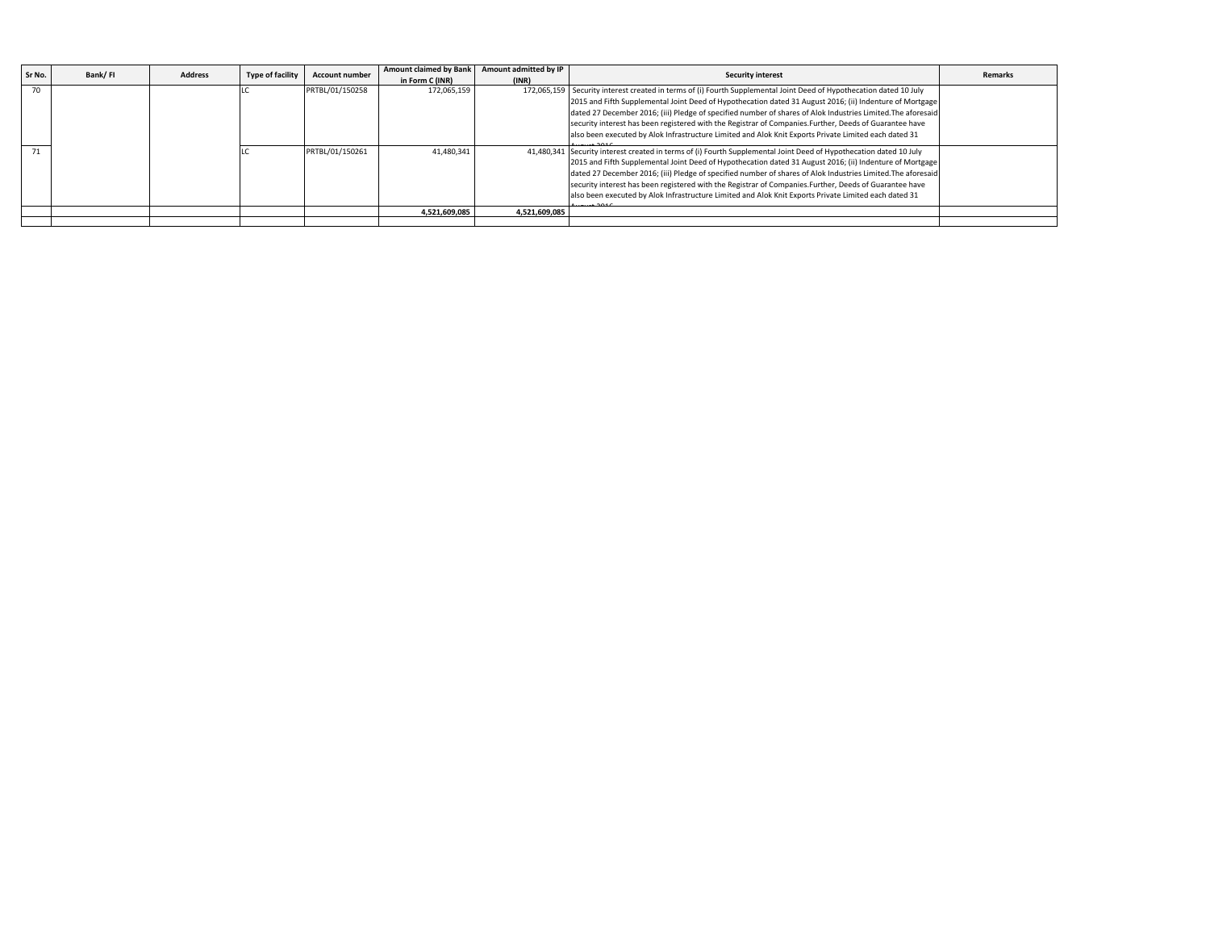| Sr No. | Bank/ FI | Address | Type of facility | Account number | Amount claimed by Bank in Form C (INR) | Amount admitted by IP (INR) | Security interest | Remarks |
|---|---|---|---|---|---|---|---|---|
| 70 | | | LC | PRTBL/01/150258 | 172,065,159 | 172,065,159 | Security interest created in terms of (i) Fourth Supplemental Joint Deed of Hypothecation dated 10 July 2015 and Fifth Supplemental Joint Deed of Hypothecation dated 31 August 2016; (ii) Indenture of Mortgage dated 27 December 2016; (iii) Pledge of specified number of shares of Alok Industries Limited.The aforesaid security interest has been registered with the Registrar of Companies.Further, Deeds of Guarantee have also been executed by Alok Infrastructure Limited and Alok Knit Exports Private Limited each dated 31 August 2016 | |
| 71 | | | LC | PRTBL/01/150261 | 41,480,341 | 41,480,341 | Security interest created in terms of (i) Fourth Supplemental Joint Deed of Hypothecation dated 10 July 2015 and Fifth Supplemental Joint Deed of Hypothecation dated 31 August 2016; (ii) Indenture of Mortgage dated 27 December 2016; (iii) Pledge of specified number of shares of Alok Industries Limited.The aforesaid security interest has been registered with the Registrar of Companies.Further, Deeds of Guarantee have also been executed by Alok Infrastructure Limited and Alok Knit Exports Private Limited each dated 31 August 2016 | |
| | | | | | **4,521,609,085** | **4,521,609,085** | | |
| | | | | | | | | |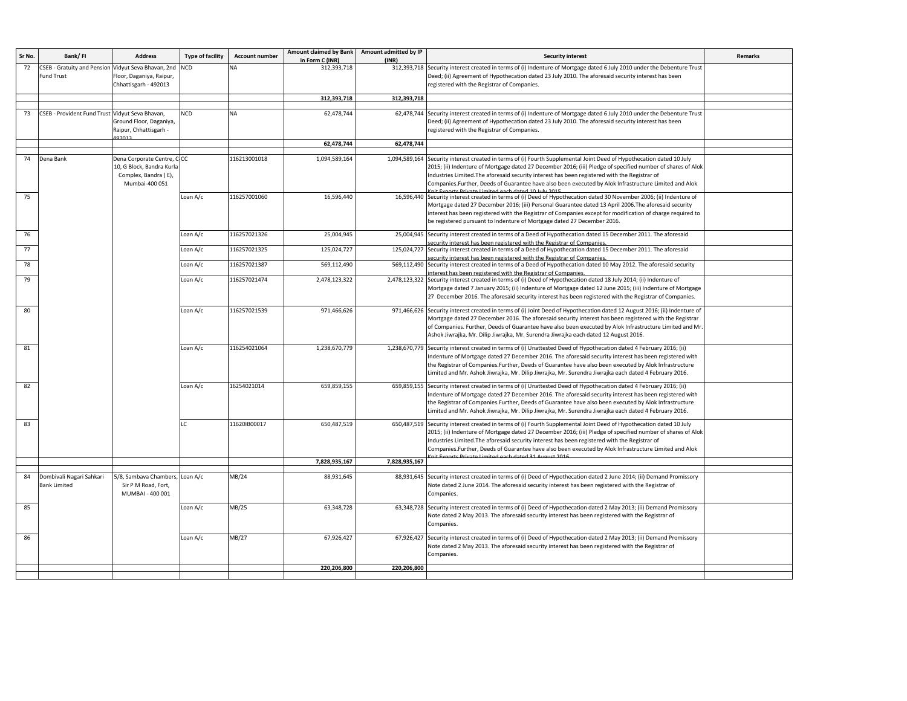| Sr No. | Bank/ FI | Address | Type of facility | Account number | Amount claimed by Bank in Form C (INR) | Amount admitted by IP (INR) | Security interest | Remarks |
|---|---|---|---|---|---|---|---|---|
| 72 | CSEB - Gratuity and Pension Fund Trust | Vidyut Seva Bhavan, 2nd Floor, Daganiya, Raipur, Chhattisgarh - 492013 | NCD | NA | 312,393,718 | 312,393,718 | Security interest created in terms of (i) Indenture of Mortgage dated 6 July 2010 under the Debenture Trust Deed; (ii) Agreement of Hypothecation dated 23 July 2010. The aforesaid security interest has been registered with the Registrar of Companies. | |
| | | | | | **312,393,718** | **312,393,718** | | |
| 73 | CSEB - Provident Fund Trust | Vidyut Seva Bhavan, Ground Floor, Daganiya, Raipur, Chhattisgarh - 492013 | NCD | NA | 62,478,744 | 62,478,744 | Security interest created in terms of (i) Indenture of Mortgage dated 6 July 2010 under the Debenture Trust Deed; (ii) Agreement of Hypothecation dated 23 July 2010. The aforesaid security interest has been registered with the Registrar of Companies. | |
| | | | | | **62,478,744** | **62,478,744** | | |
| 74 | Dena Bank | Dena Corporate Centre, C-10, G Block, Bandra Kurla Complex, Bandra ( E), Mumbai-400 051 | CC | 116213001018 | 1,094,589,164 | 1,094,589,164 | Security interest created in terms of (i) Fourth Supplemental Joint Deed of Hypothecation dated 10 July 2015; (ii) Indenture of Mortgage dated 27 December 2016; (iii) Pledge of specified number of shares of Alok Industries Limited.The aforesaid security interest has been registered with the Registrar of Companies.Further, Deeds of Guarantee have also been executed by Alok Infrastructure Limited and Alok Knit Exports Private Limited each dated 10 July 2015 | |
| 75 | | | Loan A/c | 116257001060 | 16,596,440 | 16,596,440 | Security interest created in terms of (i) Deed of Hypothecation dated 30 November 2006; (ii) Indenture of Mortgage dated 27 December 2016; (iii) Personal Guarantee dated 13 April 2006.The aforesaid security interest has been registered with the Registrar of Companies except for modification of charge required to be registered pursuant to Indenture of Mortgage dated 27 December 2016. | |
| 76 | | | Loan A/c | 116257021326 | 25,004,945 | 25,004,945 | Security interest created in terms of a Deed of Hypothecation dated 15 December 2011. The aforesaid security interest has been registered with the Registrar of Companies. | |
| 77 | | | Loan A/c | 116257021325 | 125,024,727 | 125,024,727 | Security interest created in terms of a Deed of Hypothecation dated 15 December 2011. The aforesaid security interest has been registered with the Registrar of Companies. | |
| 78 | | | Loan A/c | 116257021387 | 569,112,490 | 569,112,490 | Security interest created in terms of a Deed of Hypothecation dated 10 May 2012. The aforesaid security interest has been registered with the Registrar of Companies. | |
| 79 | | | Loan A/c | 116257021474 | 2,478,123,322 | 2,478,123,322 | Security interest created in terms of (i) Deed of Hypothecation dated 18 July 2014; (ii) Indenture of Mortgage dated 7 January 2015; (ii) Indenture of Mortgage dated 12 June 2015; (iii) Indenture of Mortgage 27 December 2016. The aforesaid security interest has been registered with the Registrar of Companies. | |
| 80 | | | Loan A/c | 116257021539 | 971,466,626 | 971,466,626 | Security interest created in terms of (i) Joint Deed of Hypothecation dated 12 August 2016; (ii) Indenture of Mortgage dated 27 December 2016. The aforesaid security interest has been registered with the Registrar of Companies. Further, Deeds of Guarantee have also been executed by Alok Infrastructure Limited and Mr. Ashok Jiwrajka, Mr. Dilip Jiwrajka, Mr. Surendra Jiwrajka each dated 12 August 2016. | |
| 81 | | | Loan A/c | 116254021064 | 1,238,670,779 | 1,238,670,779 | Security interest created in terms of (i) Unattested Deed of Hypothecation dated 4 February 2016; (ii) Indenture of Mortgage dated 27 December 2016. The aforesaid security interest has been registered with the Registrar of Companies.Further, Deeds of Guarantee have also been executed by Alok Infrastructure Limited and Mr. Ashok Jiwrajka, Mr. Dilip Jiwrajka, Mr. Surendra Jiwrajka each dated 4 February 2016. | |
| 82 | | | Loan A/c | 16254021014 | 659,859,155 | 659,859,155 | Security interest created in terms of (i) Unattested Deed of Hypothecation dated 4 February 2016; (ii) Indenture of Mortgage dated 27 December 2016. The aforesaid security interest has been registered with the Registrar of Companies.Further, Deeds of Guarantee have also been executed by Alok Infrastructure Limited and Mr. Ashok Jiwrajka, Mr. Dilip Jiwrajka, Mr. Surendra Jiwrajka each dated 4 February 2016. | |
| 83 | | | LC | 11620IB00017 | 650,487,519 | 650,487,519 | Security interest created in terms of (i) Fourth Supplemental Joint Deed of Hypothecation dated 10 July 2015; (ii) Indenture of Mortgage dated 27 December 2016; (iii) Pledge of specified number of shares of Alok Industries Limited.The aforesaid security interest has been registered with the Registrar of Companies.Further, Deeds of Guarantee have also been executed by Alok Infrastructure Limited and Alok Knit Exports Private Limited each dated 31 August 2016 | |
| | | | | | **7,828,935,167** | **7,828,935,167** | | |
| 84 | Dombivali Nagari Sahkari Bank Limited | 5/8, Sambava Chambers, Sir P M Road, Fort, MUMBAI - 400 001 | Loan A/c | MB/24 | 88,931,645 | 88,931,645 | Security interest created in terms of (i) Deed of Hypothecation dated 2 June 2014; (ii) Demand Promissory Note dated 2 June 2014. The aforesaid security interest has been registered with the Registrar of Companies. | |
| 85 | | | Loan A/c | MB/25 | 63,348,728 | 63,348,728 | Security interest created in terms of (i) Deed of Hypothecation dated 2 May 2013; (ii) Demand Promissory Note dated 2 May 2013. The aforesaid security interest has been registered with the Registrar of Companies. | |
| 86 | | | Loan A/c | MB/27 | 67,926,427 | 67,926,427 | Security interest created in terms of (i) Deed of Hypothecation dated 2 May 2013; (ii) Demand Promissory Note dated 2 May 2013. The aforesaid security interest has been registered with the Registrar of Companies. | |
| | | | | | **220,206,800** | **220,206,800** | | |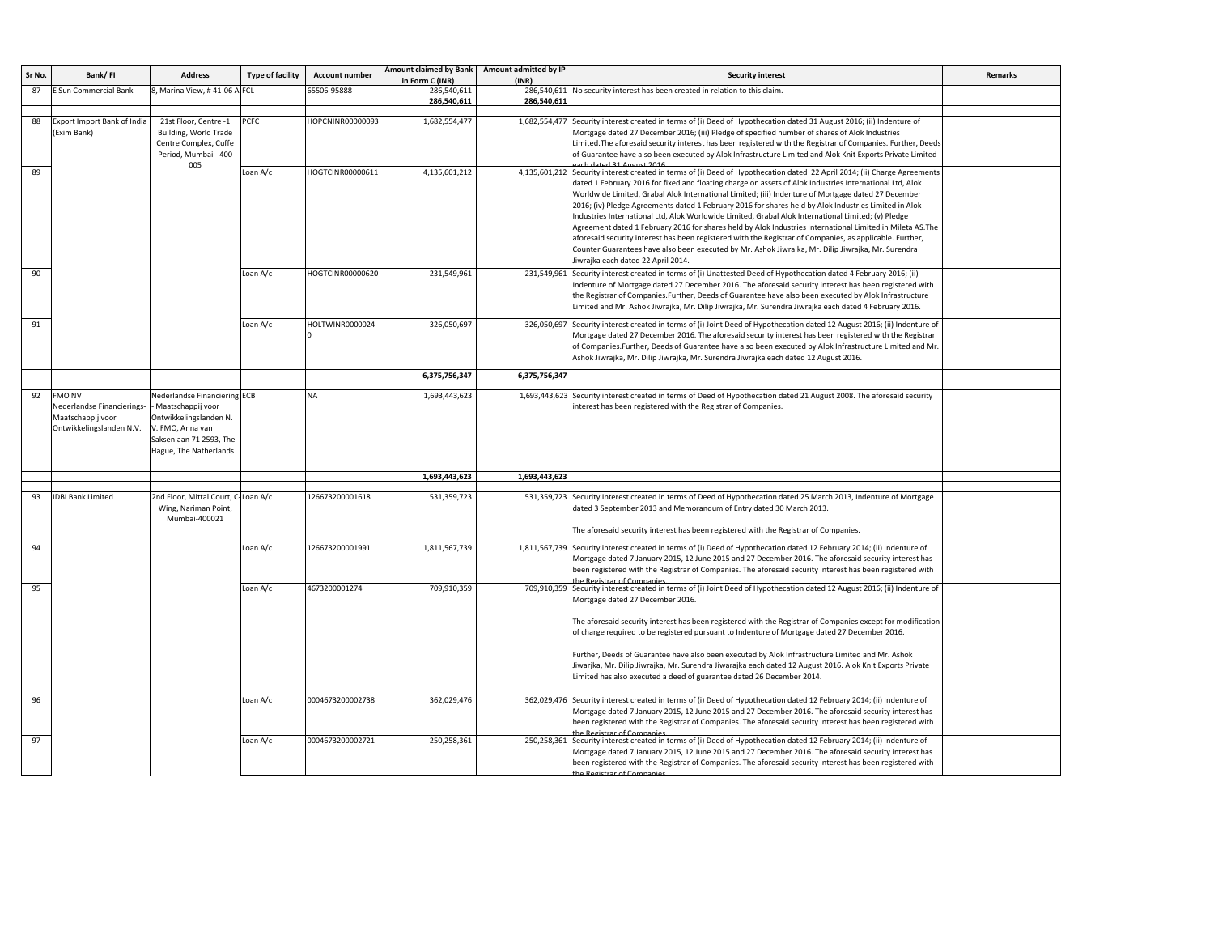| Sr No. | Bank/ FI | Address | Type of facility | Account number | Amount claimed by Bank in Form C (INR) | Amount admitted by IP (INR) | Security interest | Remarks |
|---|---|---|---|---|---|---|---|---|
| 87 | E Sun Commercial Bank | 8, Marina View, # 41-06 A | FCL | 65506-95888 | 286,540,611 | 286,540,611 | No security interest has been created in relation to this claim. | |
| | | | | | 286,540,611 | 286,540,611 | | |
| | | | | | | | | |
| 88 | Export Import Bank of India (Exim Bank) | 21st Floor, Centre -1 Building, World Trade Centre Complex, Cuffe Period, Mumbai - 400 005 | PCFC | HOPCNINR00000093 | 1,682,554,477 | 1,682,554,477 | Security interest created in terms of (i) Deed of Hypothecation dated 31 August 2016; (ii) Indenture of Mortgage dated 27 December 2016; (iii) Pledge of specified number of shares of Alok Industries Limited.The aforesaid security interest has been registered with the Registrar of Companies. Further, Deeds of Guarantee have also been executed by Alok Infrastructure Limited and Alok Knit Exports Private Limited each dated 31 August 2016. | |
| 89 | | | Loan A/c | HOGTCINR00000611 | 4,135,601,212 | 4,135,601,212 | Security interest created in terms of (i) Deed of Hypothecation dated 22 April 2014; (ii) Charge Agreements dated 1 February 2016 for fixed and floating charge on assets of Alok Industries International Ltd, Alok Worldwide Limited, Grabal Alok International Limited; (iii) Indenture of Mortgage dated 27 December 2016; (iv) Pledge Agreements dated 1 February 2016 for shares held by Alok Industries Limited in Alok Industries International Ltd, Alok Worldwide Limited, Grabal Alok International Limited; (v) Pledge Agreement dated 1 February 2016 for shares held by Alok Industries International Limited in Mileta AS.The aforesaid security interest has been registered with the Registrar of Companies, as applicable. Further, Counter Guarantees have also been executed by Mr. Ashok Jiwrajka, Mr. Dilip Jiwrajka, Mr. Surendra Jiwrajka each dated 22 April 2014. | |
| 90 | | | Loan A/c | HOGTCINR00000620 | 231,549,961 | 231,549,961 | Security interest created in terms of (i) Unattested Deed of Hypothecation dated 4 February 2016; (ii) Indenture of Mortgage dated 27 December 2016. The aforesaid security interest has been registered with the Registrar of Companies.Further, Deeds of Guarantee have also been executed by Alok Infrastructure Limited and Mr. Ashok Jiwrajka, Mr. Dilip Jiwrajka, Mr. Surendra Jiwrajka each dated 4 February 2016. | |
| 91 | | | Loan A/c | HOLTWINR00000240 | 326,050,697 | 326,050,697 | Security interest created in terms of (i) Joint Deed of Hypothecation dated 12 August 2016; (ii) Indenture of Mortgage dated 27 December 2016. The aforesaid security interest has been registered with the Registrar of Companies.Further, Deeds of Guarantee have also been executed by Alok Infrastructure Limited and Mr. Ashok Jiwrajka, Mr. Dilip Jiwrajka, Mr. Surendra Jiwrajka each dated 12 August 2016. | |
| | | | | | 6,375,756,347 | 6,375,756,347 | | |
| | | | | | | | | |
| 92 | FMO NV Nederlandse Financierings-Maatschappij voor Ontwikkelingslanden N.V. | Nederlandse Financiering - Maatschappij voor Ontwikkelingslanden N. V. FMO, Anna van Saksenlaan 71 2593, The Hague, The Netherlands | ECB | NA | 1,693,443,623 | 1,693,443,623 | Security interest created in terms of Deed of Hypothecation dated 21 August 2008. The aforesaid security interest has been registered with the Registrar of Companies. | |
| | | | | | 1,693,443,623 | 1,693,443,623 | | |
| | | | | | | | | |
| 93 | IDBI Bank Limited | 2nd Floor, Mittal Court, C-Wing, Nariman Point, Mumbai-400021 | Loan A/c | 126673200001618 | 531,359,723 | 531,359,723 | Security Interest created in terms of Deed of Hypothecation dated 25 March 2013, Indenture of Mortgage dated 3 September 2013 and Memorandum of Entry dated 30 March 2013.<br><br>The aforesaid security interest has been registered with the Registrar of Companies. | |
| 94 | | | Loan A/c | 126673200001991 | 1,811,567,739 | 1,811,567,739 | Security interest created in terms of (i) Deed of Hypothecation dated 12 February 2014; (ii) Indenture of Mortgage dated 7 January 2015, 12 June 2015 and 27 December 2016. The aforesaid security interest has been registered with the Registrar of Companies. The aforesaid security interest has been registered with the Registrar of Companies. | |
| 95 | | | Loan A/c | 4673200001274 | 709,910,359 | 709,910,359 | Security interest created in terms of (i) Joint Deed of Hypothecation dated 12 August 2016; (ii) Indenture of Mortgage dated 27 December 2016.<br><br>The aforesaid security interest has been registered with the Registrar of Companies except for modification of charge required to be registered pursuant to Indenture of Mortgage dated 27 December 2016.<br><br>Further, Deeds of Guarantee have also been executed by Alok Infrastructure Limited and Mr. Ashok Jiwarjka, Mr. Dilip Jiwrajka, Mr. Surendra Jiwarajka each dated 12 August 2016. Alok Knit Exports Private Limited has also executed a deed of guarantee dated 26 December 2014. | |
| 96 | | | Loan A/c | 0004673200002738 | 362,029,476 | 362,029,476 | Security interest created in terms of (i) Deed of Hypothecation dated 12 February 2014; (ii) Indenture of Mortgage dated 7 January 2015, 12 June 2015 and 27 December 2016. The aforesaid security interest has been registered with the Registrar of Companies. The aforesaid security interest has been registered with the Registrar of Companies. | |
| 97 | | | Loan A/c | 0004673200002721 | 250,258,361 | 250,258,361 | Security interest created in terms of (i) Deed of Hypothecation dated 12 February 2014; (ii) Indenture of Mortgage dated 7 January 2015, 12 June 2015 and 27 December 2016. The aforesaid security interest has been registered with the Registrar of Companies. The aforesaid security interest has been registered with the Registrar of Companies. | |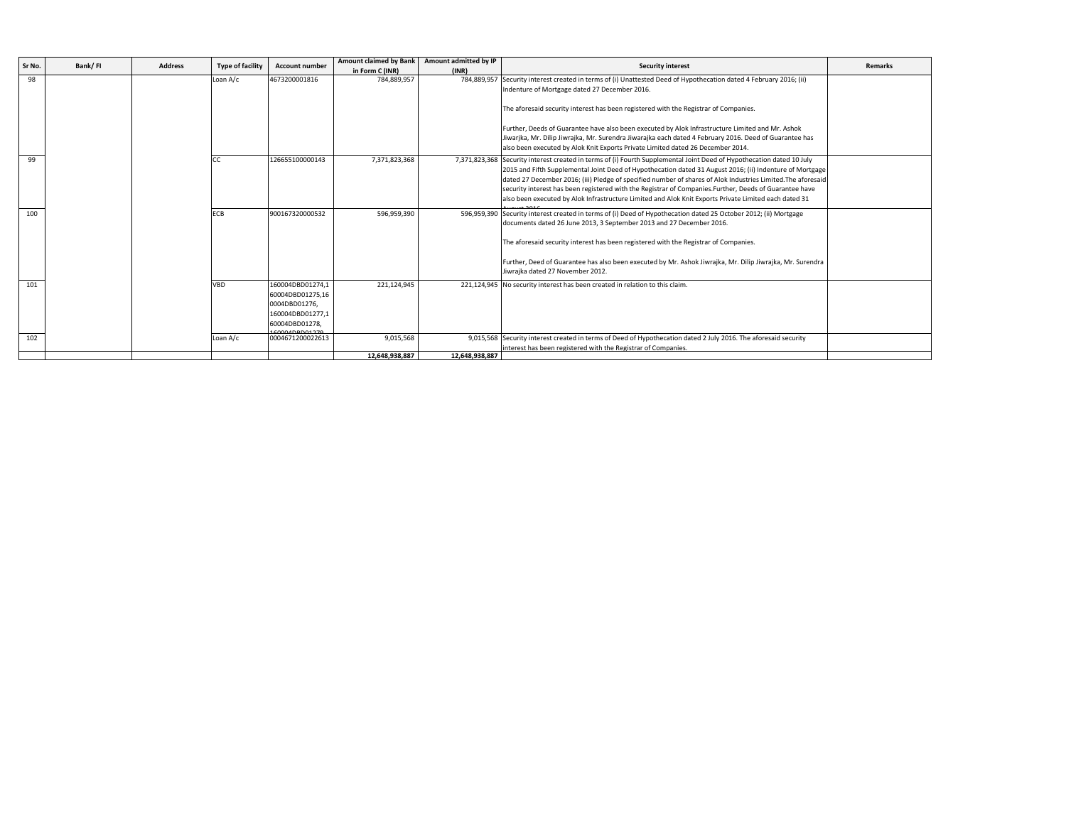| Sr No. | Bank/ FI | Address | Type of facility | Account number | Amount claimed by Bank in Form C (INR) | Amount admitted by IP (INR) | Security interest | Remarks |
|---|---|---|---|---|---|---|---|---|
| 98 | | | Loan A/c | 4673200001816 | 784,889,957 | 784,889,957 | Security interest created in terms of (i) Unattested Deed of Hypothecation dated 4 February 2016; (ii) Indenture of Mortgage dated 27 December 2016.<br><br>The aforesaid security interest has been registered with the Registrar of Companies.<br><br>Further, Deeds of Guarantee have also been executed by Alok Infrastructure Limited and Mr. Ashok Jiwarjka, Mr. Dilip Jiwrajka, Mr. Surendra Jiwarajka each dated 4 February 2016. Deed of Guarantee has also been executed by Alok Knit Exports Private Limited dated 26 December 2014. | |
| 99 | | | CC | 126655100000143 | 7,371,823,368 | 7,371,823,368 | Security interest created in terms of (i) Fourth Supplemental Joint Deed of Hypothecation dated 10 July 2015 and Fifth Supplemental Joint Deed of Hypothecation dated 31 August 2016; (ii) Indenture of Mortgage dated 27 December 2016; (iii) Pledge of specified number of shares of Alok Industries Limited.The aforesaid security interest has been registered with the Registrar of Companies.Further, Deeds of Guarantee have also been executed by Alok Infrastructure Limited and Alok Knit Exports Private Limited each dated 31 August 2016 | |
| 100 | | | ECB | 900167320000532 | 596,959,390 | 596,959,390 | Security interest created in terms of (i) Deed of Hypothecation dated 25 October 2012; (ii) Mortgage documents dated 26 June 2013, 3 September 2013 and 27 December 2016.<br><br>The aforesaid security interest has been registered with the Registrar of Companies.<br><br>Further, Deed of Guarantee has also been executed by Mr. Ashok Jiwrajka, Mr. Dilip Jiwrajka, Mr. Surendra Jiwrajka dated 27 November 2012. | |
| 101 | | | VBD | 160004DBD01274,160004DBD01275,160004DBD01276,160004DBD01277,160004DBD01278,160004DBD01279 | 221,124,945 | 221,124,945 | No security interest has been created in relation to this claim. | |
| 102 | | | Loan A/c | 0004671200022613 | 9,015,568 | 9,015,568 | Security interest created in terms of Deed of Hypothecation dated 2 July 2016. The aforesaid security interest has been registered with the Registrar of Companies. | |
| | | | | | **12,648,938,887** | **12,648,938,887** | | |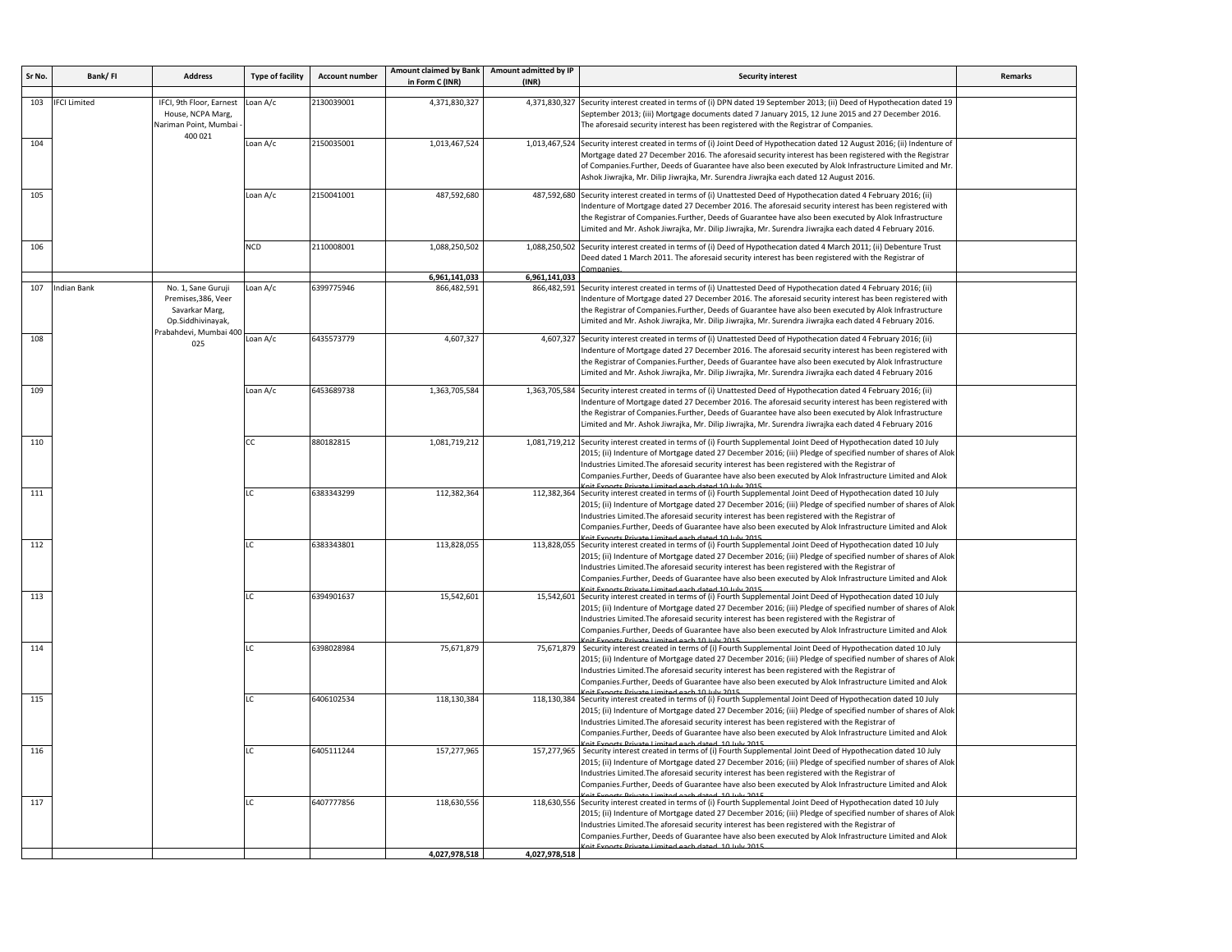| Sr No. | Bank/ FI | Address | Type of facility | Account number | Amount claimed by Bank in Form C (INR) | Amount admitted by IP (INR) | Security interest | Remarks |
|---|---|---|---|---|---|---|---|---|
| 103 | IFCI Limited | IFCI, 9th Floor, Earnest House, NCPA Marg, Nariman Point, Mumbai - 400 021 | Loan A/c | 2130039001 | 4,371,830,327 | 4,371,830,327 | Security interest created in terms of (i) DPN dated 19 September 2013; (ii) Deed of Hypothecation dated 19 September 2013; (iii) Mortgage documents dated 7 January 2015, 12 June 2015 and 27 December 2016. The aforesaid security interest has been registered with the Registrar of Companies. | |
| 104 | | | Loan A/c | 2150035001 | 1,013,467,524 | 1,013,467,524 | Security interest created in terms of (i) Joint Deed of Hypothecation dated 12 August 2016; (ii) Indenture of Mortgage dated 27 December 2016. The aforesaid security interest has been registered with the Registrar of Companies.Further, Deeds of Guarantee have also been executed by Alok Infrastructure Limited and Mr. Ashok Jiwrajka, Mr. Dilip Jiwrajka, Mr. Surendra Jiwrajka each dated 12 August 2016. | |
| 105 | | | Loan A/c | 2150041001 | 487,592,680 | 487,592,680 | Security interest created in terms of (i) Unattested Deed of Hypothecation dated 4 February 2016; (ii) Indenture of Mortgage dated 27 December 2016. The aforesaid security interest has been registered with the Registrar of Companies.Further, Deeds of Guarantee have also been executed by Alok Infrastructure Limited and Mr. Ashok Jiwrajka, Mr. Dilip Jiwrajka, Mr. Surendra Jiwrajka each dated 4 February 2016. | |
| 106 | | | NCD | 2110008001 | 1,088,250,502 | 1,088,250,502 | Security interest created in terms of (i) Deed of Hypothecation dated 4 March 2011; (ii) Debenture Trust Deed dated 1 March 2011. The aforesaid security interest has been registered with the Registrar of Companies. | |
| | | | | | 6,961,141,033 | 6,961,141,033 | | |
| 107 | Indian Bank | No. 1, Sane Guruji Premises,386, Veer Savarkar Marg, Op.Siddhivinayak, Prabahdevi, Mumbai 400 025 | Loan A/c | 6399775946 | 866,482,591 | 866,482,591 | Security interest created in terms of (i) Unattested Deed of Hypothecation dated 4 February 2016; (ii) Indenture of Mortgage dated 27 December 2016. The aforesaid security interest has been registered with the Registrar of Companies.Further, Deeds of Guarantee have also been executed by Alok Infrastructure Limited and Mr. Ashok Jiwrajka, Mr. Dilip Jiwrajka, Mr. Surendra Jiwrajka each dated 4 February 2016. | |
| 108 | | | Loan A/c | 6435573779 | 4,607,327 | 4,607,327 | Security interest created in terms of (i) Unattested Deed of Hypothecation dated 4 February 2016; (ii) Indenture of Mortgage dated 27 December 2016. The aforesaid security interest has been registered with the Registrar of Companies.Further, Deeds of Guarantee have also been executed by Alok Infrastructure Limited and Mr. Ashok Jiwrajka, Mr. Dilip Jiwrajka, Mr. Surendra Jiwrajka each dated 4 February 2016 | |
| 109 | | | Loan A/c | 6453689738 | 1,363,705,584 | 1,363,705,584 | Security interest created in terms of (i) Unattested Deed of Hypothecation dated 4 February 2016; (ii) Indenture of Mortgage dated 27 December 2016. The aforesaid security interest has been registered with the Registrar of Companies.Further, Deeds of Guarantee have also been executed by Alok Infrastructure Limited and Mr. Ashok Jiwrajka, Mr. Dilip Jiwrajka, Mr. Surendra Jiwrajka each dated 4 February 2016 | |
| 110 | | | CC | 880182815 | 1,081,719,212 | 1,081,719,212 | Security interest created in terms of (i) Fourth Supplemental Joint Deed of Hypothecation dated 10 July 2015; (ii) Indenture of Mortgage dated 27 December 2016; (iii) Pledge of specified number of shares of Alok Industries Limited.The aforesaid security interest has been registered with the Registrar of Companies.Further, Deeds of Guarantee have also been executed by Alok Infrastructure Limited and Alok Knit Exports Private Limited each dated 10 July 2015 | |
| 111 | | | LC | 6383343299 | 112,382,364 | 112,382,364 | Security interest created in terms of (i) Fourth Supplemental Joint Deed of Hypothecation dated 10 July 2015; (ii) Indenture of Mortgage dated 27 December 2016; (iii) Pledge of specified number of shares of Alok Industries Limited.The aforesaid security interest has been registered with the Registrar of Companies.Further, Deeds of Guarantee have also been executed by Alok Infrastructure Limited and Alok Knit Exports Private Limited each dated 10 July 2015 | |
| 112 | | | LC | 6383343801 | 113,828,055 | 113,828,055 | Security interest created in terms of (i) Fourth Supplemental Joint Deed of Hypothecation dated 10 July 2015; (ii) Indenture of Mortgage dated 27 December 2016; (iii) Pledge of specified number of shares of Alok Industries Limited.The aforesaid security interest has been registered with the Registrar of Companies.Further, Deeds of Guarantee have also been executed by Alok Infrastructure Limited and Alok Knit Exports Private Limited each dated 10 July 2015 | |
| 113 | | | LC | 6394901637 | 15,542,601 | 15,542,601 | Security interest created in terms of (i) Fourth Supplemental Joint Deed of Hypothecation dated 10 July 2015; (ii) Indenture of Mortgage dated 27 December 2016; (iii) Pledge of specified number of shares of Alok Industries Limited.The aforesaid security interest has been registered with the Registrar of Companies.Further, Deeds of Guarantee have also been executed by Alok Infrastructure Limited and Alok Knit Exports Private Limited each 10 July 2015 | |
| 114 | | | LC | 6398028984 | 75,671,879 | 75,671,879 | Security interest created in terms of (i) Fourth Supplemental Joint Deed of Hypothecation dated 10 July 2015; (ii) Indenture of Mortgage dated 27 December 2016; (iii) Pledge of specified number of shares of Alok Industries Limited.The aforesaid security interest has been registered with the Registrar of Companies.Further, Deeds of Guarantee have also been executed by Alok Infrastructure Limited and Alok Knit Exports Private Limited each 10 July 2015 | |
| 115 | | | LC | 6406102534 | 118,130,384 | 118,130,384 | Security interest created in terms of (i) Fourth Supplemental Joint Deed of Hypothecation dated 10 July 2015; (ii) Indenture of Mortgage dated 27 December 2016; (iii) Pledge of specified number of shares of Alok Industries Limited.The aforesaid security interest has been registered with the Registrar of Companies.Further, Deeds of Guarantee have also been executed by Alok Infrastructure Limited and Alok Knit Exports Private Limited each dated 10 July 2015 | |
| 116 | | | LC | 6405111244 | 157,277,965 | 157,277,965 | Security interest created in terms of (i) Fourth Supplemental Joint Deed of Hypothecation dated 10 July 2015; (ii) Indenture of Mortgage dated 27 December 2016; (iii) Pledge of specified number of shares of Alok Industries Limited.The aforesaid security interest has been registered with the Registrar of Companies.Further, Deeds of Guarantee have also been executed by Alok Infrastructure Limited and Alok Knit Exports Private Limited each dated 10 July 2015 | |
| 117 | | | LC | 6407777856 | 118,630,556 | 118,630,556 | Security interest created in terms of (i) Fourth Supplemental Joint Deed of Hypothecation dated 10 July 2015; (ii) Indenture of Mortgage dated 27 December 2016; (iii) Pledge of specified number of shares of Alok Industries Limited.The aforesaid security interest has been registered with the Registrar of Companies.Further, Deeds of Guarantee have also been executed by Alok Infrastructure Limited and Alok Knit Exports Private Limited each dated 10 July 2015 | |
| | | | | | 4,027,978,518 | 4,027,978,518 | | |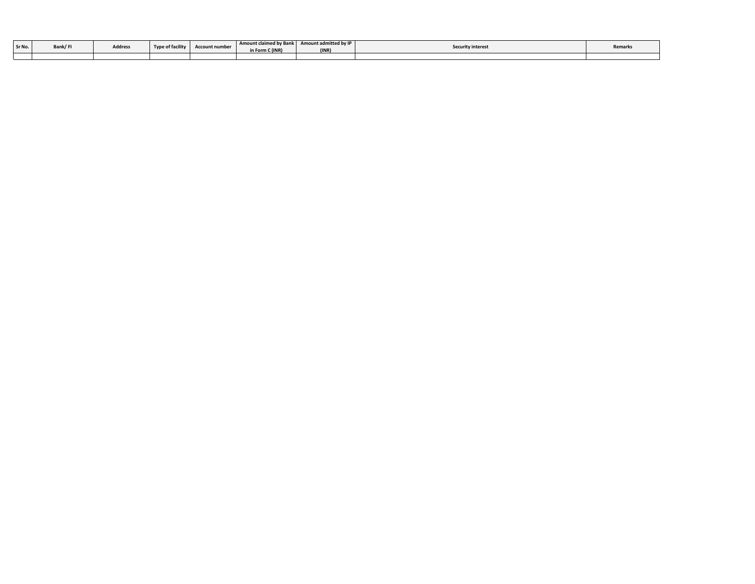| Sr No. | Bank/ FI | Address | Type of facility | Account number | Amount claimed by Bank in Form C (INR) | Amount admitted by IP (INR) | Security interest | Remarks |
|---|---|---|---|---|---|---|---|---|
| | | | | | | | | |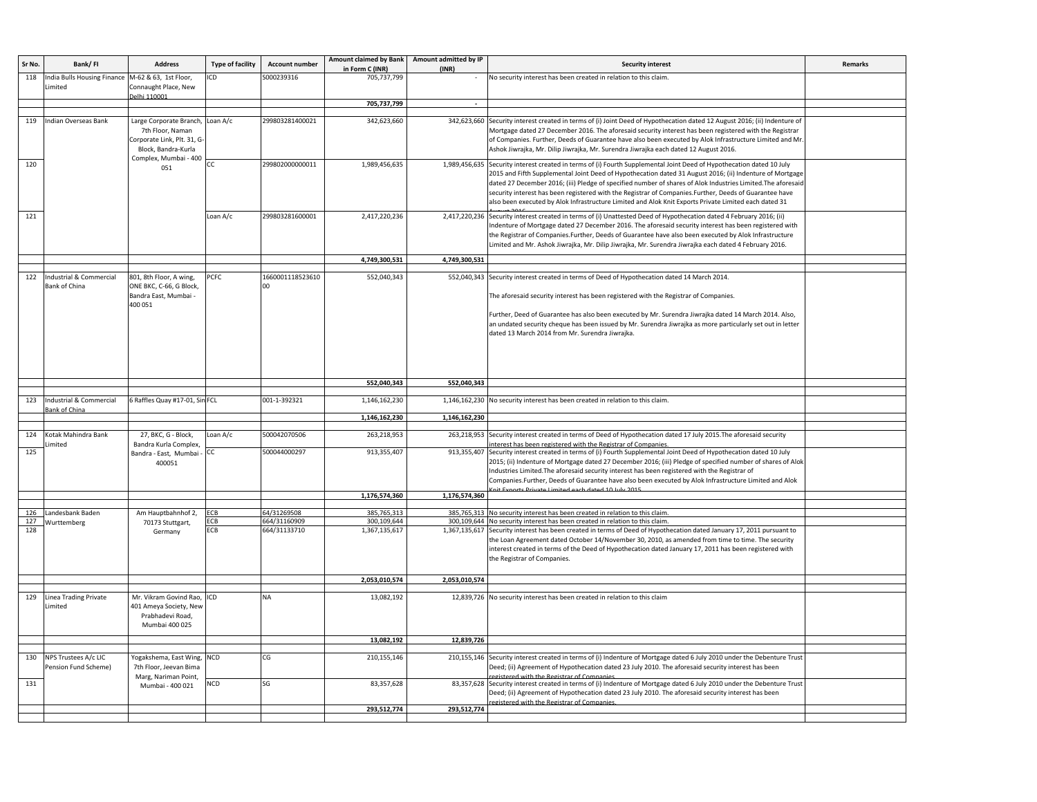| Sr No. | Bank/ FI | Address | Type of facility | Account number | Amount claimed by Bank in Form C (INR) | Amount admitted by IP (INR) | Security interest | Remarks |
|---|---|---|---|---|---|---|---|---|
| 118 | India Bulls Housing Finance Limited | M-62 & 63, 1st Floor, Connaught Place, New Delhi 110001 | ICD | S000239316 | 705,737,799 | - | No security interest has been created in relation to this claim. | |
| | | | | | 705,737,799 | - | | |
| 119 | Indian Overseas Bank | Large Corporate Branch, 7th Floor, Naman Corporate Link, Plt. 31, G-Block, Bandra-Kurla Complex, Mumbai - 400 051 | Loan A/c | 299803281400021 | 342,623,660 | 342,623,660 | Security interest created in terms of (i) Joint Deed of Hypothecation dated 12 August 2016; (ii) Indenture of Mortgage dated 27 December 2016. The aforesaid security interest has been registered with the Registrar of Companies. Further, Deeds of Guarantee have also been executed by Alok Infrastructure Limited and Mr. Ashok Jiwrajka, Mr. Dilip Jiwrajka, Mr. Surendra Jiwrajka each dated 12 August 2016. | |
| 120 | | | CC | 299802000000011 | 1,989,456,635 | 1,989,456,635 | Security interest created in terms of (i) Fourth Supplemental Joint Deed of Hypothecation dated 10 July 2015 and Fifth Supplemental Joint Deed of Hypothecation dated 31 August 2016; (ii) Indenture of Mortgage dated 27 December 2016; (iii) Pledge of specified number of shares of Alok Industries Limited.The aforesaid security interest has been registered with the Registrar of Companies.Further, Deeds of Guarantee have also been executed by Alok Infrastructure Limited and Alok Knit Exports Private Limited each dated 31 August 2016. | |
| 121 | | | Loan A/c | 299803281600001 | 2,417,220,236 | 2,417,220,236 | Security interest created in terms of (i) Unattested Deed of Hypothecation dated 4 February 2016; (ii) Indenture of Mortgage dated 27 December 2016. The aforesaid security interest has been registered with the Registrar of Companies.Further, Deeds of Guarantee have also been executed by Alok Infrastructure Limited and Mr. Ashok Jiwrajka, Mr. Dilip Jiwrajka, Mr. Surendra Jiwrajka each dated 4 February 2016. | |
| | | | | | 4,749,300,531 | 4,749,300,531 | | |
| 122 | Industrial & Commercial Bank of China | 801, 8th Floor, A wing, ONE BKC, C-66, G Block, Bandra East, Mumbai - 400 051 | PCFC | 166000111852361000 | 552,040,343 | 552,040,343 | Security interest created in terms of Deed of Hypothecation dated 14 March 2014. The aforesaid security interest has been registered with the Registrar of Companies. Further, Deed of Guarantee has also been executed by Mr. Surendra Jiwrajka dated 14 March 2014. Also, an undated security cheque has been issued by Mr. Surendra Jiwrajka as more particularly set out in letter dated 13 March 2014 from Mr. Surendra Jiwrajka. | |
| | | | | | 552,040,343 | 552,040,343 | | |
| 123 | Industrial & Commercial Bank of China | 6 Raffles Quay #17-01, Sin | FCL | 001-1-392321 | 1,146,162,230 | 1,146,162,230 | No security interest has been created in relation to this claim. | |
| | | | | | 1,146,162,230 | 1,146,162,230 | | |
| 124 | Kotak Mahindra Bank Limited | 27, BKC, G - Block, Bandra Kurla Complex, Bandra - East, Mumbai - 400051 | Loan A/c | 500042070506 | 263,218,953 | 263,218,953 | Security interest created in terms of Deed of Hypothecation dated 17 July 2015.The aforesaid security interest has been registered with the Registrar of Companies. | |
| 125 | | | CC | 500044000297 | 913,355,407 | 913,355,407 | Security interest created in terms of (i) Fourth Supplemental Joint Deed of Hypothecation dated 10 July 2015; (ii) Indenture of Mortgage dated 27 December 2016; (iii) Pledge of specified number of shares of Alok Industries Limited.The aforesaid security interest has been registered with the Registrar of Companies.Further, Deeds of Guarantee have also been executed by Alok Infrastructure Limited and Alok Knit Exports Private Limited each dated 10 July 2015. | |
| | | | | | 1,176,574,360 | 1,176,574,360 | | |
| 126 | Landesbank Baden Wurttemberg | Am Hauptbahnhof 2, 70173 Stuttgart, Germany | ECB | 64/31269508 | 385,765,313 | 385,765,313 | No security interest has been created in relation to this claim. | |
| 127 | | | ECB | 664/31160909 | 300,109,644 | 300,109,644 | No security interest has been created in relation to this claim. | |
| 128 | | | ECB | 664/31133710 | 1,367,135,617 | 1,367,135,617 | Security interest has been created in terms of Deed of Hypothecation dated January 17, 2011 pursuant to the Loan Agreement dated October 14/November 30, 2010, as amended from time to time. The security interest created in terms of the Deed of Hypothecation dated January 17, 2011 has been registered with the Registrar of Companies. | |
| | | | | | 2,053,010,574 | 2,053,010,574 | | |
| 129 | Linea Trading Private Limited | Mr. Vikram Govind Rao, 401 Ameya Society, New Prabhadevi Road, Mumbai 400 025 | ICD | NA | 13,082,192 | 12,839,726 | No security interest has been created in relation to this claim | |
| | | | | | 13,082,192 | 12,839,726 | | |
| 130 | NPS Trustees A/c LIC Pension Fund Scheme) | Yogakshema, East Wing, 7th Floor, Jeevan Bima Marg, Nariman Point, Mumbai - 400 021 | NCD | CG | 210,155,146 | 210,155,146 | Security interest created in terms of (i) Indenture of Mortgage dated 6 July 2010 under the Debenture Trust Deed; (ii) Agreement of Hypothecation dated 23 July 2010. The aforesaid security interest has been registered with the Registrar of Companies. | |
| 131 | | | NCD | SG | 83,357,628 | 83,357,628 | Security interest created in terms of (i) Indenture of Mortgage dated 6 July 2010 under the Debenture Trust Deed; (ii) Agreement of Hypothecation dated 23 July 2010. The aforesaid security interest has been registered with the Registrar of Companies. | |
| | | | | | 293,512,774 | 293,512,774 | | |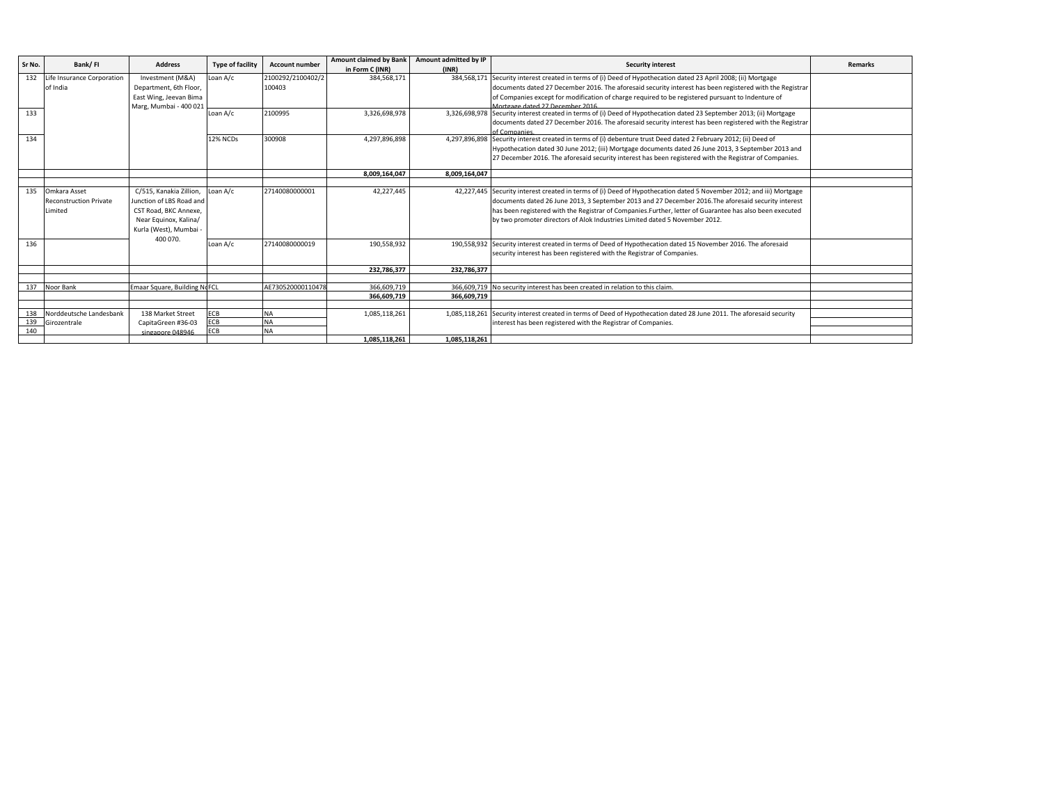| Sr No. | Bank/ FI | Address | Type of facility | Account number | Amount claimed by Bank in Form C (INR) | Amount admitted by IP (INR) | Security interest | Remarks |
|---|---|---|---|---|---|---|---|---|
| 132 | Life Insurance Corporation of India | Investment (M&A) Department, 6th Floor, East Wing, Jeevan Bima Marg, Mumbai - 400 021 | Loan A/c | 2100292/2100402/2100403 | 384,568,171 | 384,568,171 | Security interest created in terms of (i) Deed of Hypothecation dated 23 April 2008; (ii) Mortgage documents dated 27 December 2016. The aforesaid security interest has been registered with the Registrar of Companies except for modification of charge required to be registered pursuant to Indenture of Mortgage dated 27 December 2016. | |
| 133 | | | Loan A/c | 2100995 | 3,326,698,978 | 3,326,698,978 | Security interest created in terms of (i) Deed of Hypothecation dated 23 September 2013; (ii) Mortgage documents dated 27 December 2016. The aforesaid security interest has been registered with the Registrar of Companies. | |
| 134 | | | 12% NCDs | 300908 | 4,297,896,898 | 4,297,896,898 | Security interest created in terms of (i) debenture trust Deed dated 2 February 2012; (ii) Deed of Hypothecation dated 30 June 2012; (iii) Mortgage documents dated 26 June 2013, 3 September 2013 and 27 December 2016. The aforesaid security interest has been registered with the Registrar of Companies. | |
| | | | | | **8,009,164,047** | **8,009,164,047** | | |
| | | | | | | | | |
| 135 | Omkara Asset Reconstruction Private Limited | C/515, Kanakia Zillion, Junction of LBS Road and CST Road, BKC Annexe, Near Equinox, Kalina/ Kurla (West), Mumbai - 400 070. | Loan A/c | 27140080000001 | 42,227,445 | 42,227,445 | Security interest created in terms of (i) Deed of Hypothecation dated 5 November 2012; and iii) Mortgage documents dated 26 June 2013, 3 September 2013 and 27 December 2016.The aforesaid security interest has been registered with the Registrar of Companies.Further, letter of Guarantee has also been executed by two promoter directors of Alok Industries Limited dated 5 November 2012. | |
| 136 | | | Loan A/c | 27140080000019 | 190,558,932 | 190,558,932 | Security interest created in terms of Deed of Hypothecation dated 15 November 2016. The aforesaid security interest has been registered with the Registrar of Companies. | |
| | | | | | **232,786,377** | **232,786,377** | | |
| | | | | | | | | |
| 137 | Noor Bank | Emaar Square, Building No | FCL | AE730520000110478 | 366,609,719 | 366,609,719 | No security interest has been created in relation to this claim. | |
| | | | | | **366,609,719** | **366,609,719** | | |
| | | | | | | | | |
| 138 | Norddeutsche Landesbank Girozentrale | 138 Market Street CapitaGreen #36-03 singapore 048946 | ECB | NA | 1,085,118,261 | 1,085,118,261 | Security interest created in terms of Deed of Hypothecation dated 28 June 2011. The aforesaid security interest has been registered with the Registrar of Companies. | |
| 139 | | | ECB | NA | | | | |
| 140 | | | ECB | NA | | | | |
| | | | | | **1,085,118,261** | **1,085,118,261** | | |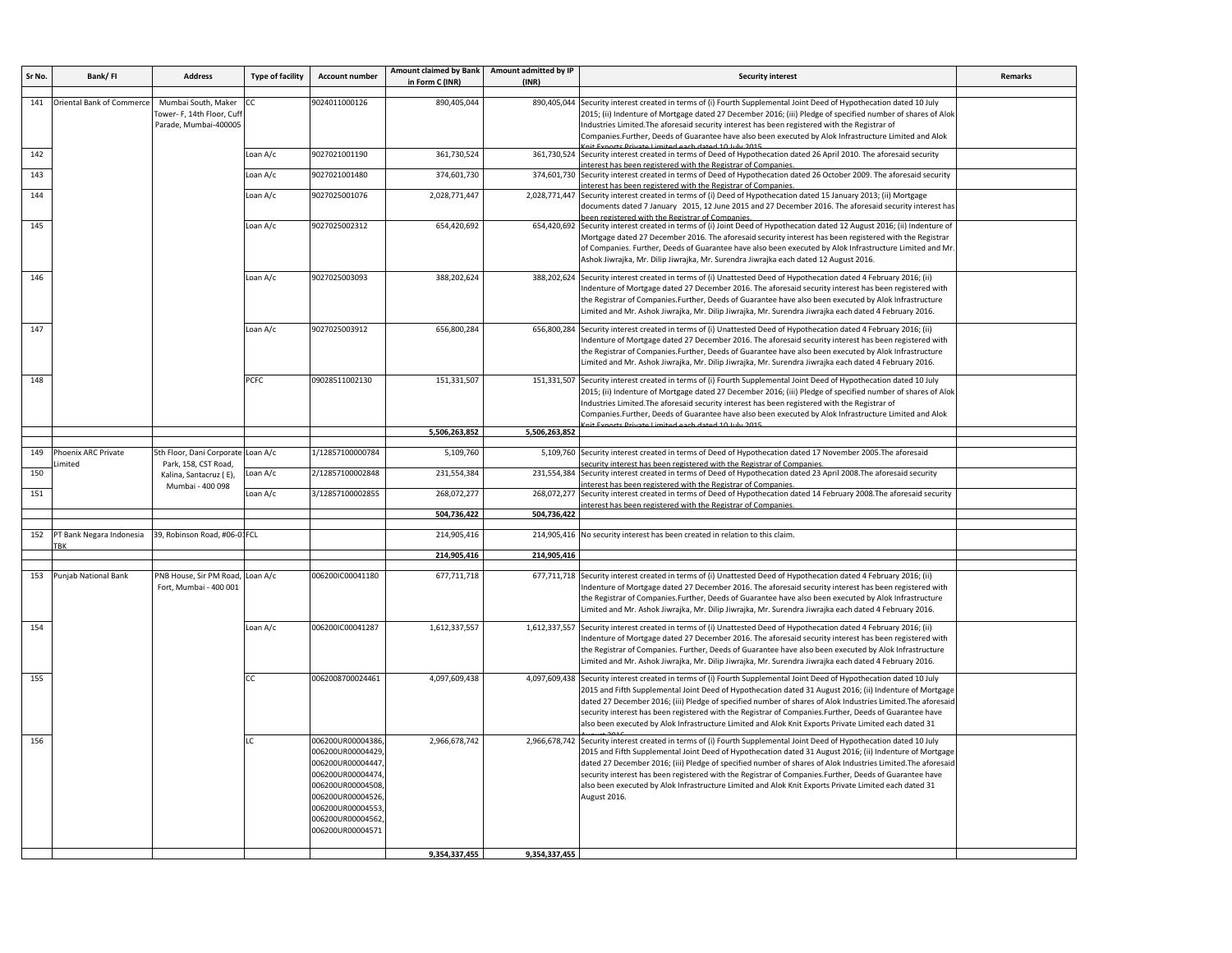| Sr No. | Bank/ FI | Address | Type of facility | Account number | Amount claimed by Bank in Form C (INR) | Amount admitted by IP (INR) | Security interest | Remarks |
|---|---|---|---|---|---|---|---|---|
| 141 | Oriental Bank of Commerce | Mumbai South, Maker Tower- F, 14th Floor, Cuff Parade, Mumbai-400005 | CC | 9024011000126 | 890,405,044 | 890,405,044 | Security interest created in terms of (i) Fourth Supplemental Joint Deed of Hypothecation dated 10 July 2015; (ii) Indenture of Mortgage dated 27 December 2016; (iii) Pledge of specified number of shares of Alok Industries Limited.The aforesaid security interest has been registered with the Registrar of Companies.Further, Deeds of Guarantee have also been executed by Alok Infrastructure Limited and Alok Knit Exports Private Limited each dated 10 July 2015. | |
| 142 | | | Loan A/c | 9027021001190 | 361,730,524 | 361,730,524 | Security interest created in terms of Deed of Hypothecation dated 26 April 2010. The aforesaid security interest has been registered with the Registrar of Companies. | |
| 143 | | | Loan A/c | 9027021001480 | 374,601,730 | 374,601,730 | Security interest created in terms of Deed of Hypothecation dated 26 October 2009. The aforesaid security interest has been registered with the Registrar of Companies. | |
| 144 | | | Loan A/c | 9027025001076 | 2,028,771,447 | 2,028,771,447 | Security interest created in terms of (i) Deed of Hypothecation dated 15 January 2013; (ii) Mortgage documents dated 7 January 2015, 12 June 2015 and 27 December 2016. The aforesaid security interest has been registered with the Registrar of Companies. | |
| 145 | | | Loan A/c | 9027025002312 | 654,420,692 | 654,420,692 | Security interest created in terms of (i) Joint Deed of Hypothecation dated 12 August 2016; (ii) Indenture of Mortgage dated 27 December 2016. The aforesaid security interest has been registered with the Registrar of Companies. Further, Deeds of Guarantee have also been executed by Alok Infrastructure Limited and Mr. Ashok Jiwrajka, Mr. Dilip Jiwrajka, Mr. Surendra Jiwrajka each dated 12 August 2016. | |
| 146 | | | Loan A/c | 9027025003093 | 388,202,624 | 388,202,624 | Security interest created in terms of (i) Unattested Deed of Hypothecation dated 4 February 2016; (ii) Indenture of Mortgage dated 27 December 2016. The aforesaid security interest has been registered with the Registrar of Companies.Further, Deeds of Guarantee have also been executed by Alok Infrastructure Limited and Mr. Ashok Jiwrajka, Mr. Dilip Jiwrajka, Mr. Surendra Jiwrajka each dated 4 February 2016. | |
| 147 | | | Loan A/c | 9027025003912 | 656,800,284 | 656,800,284 | Security interest created in terms of (i) Unattested Deed of Hypothecation dated 4 February 2016; (ii) Indenture of Mortgage dated 27 December 2016. The aforesaid security interest has been registered with the Registrar of Companies.Further, Deeds of Guarantee have also been executed by Alok Infrastructure Limited and Mr. Ashok Jiwrajka, Mr. Dilip Jiwrajka, Mr. Surendra Jiwrajka each dated 4 February 2016. | |
| 148 | | | PCFC | 09028511002130 | 151,331,507 | 151,331,507 | Security interest created in terms of (i) Fourth Supplemental Joint Deed of Hypothecation dated 10 July 2015; (ii) Indenture of Mortgage dated 27 December 2016; (iii) Pledge of specified number of shares of Alok Industries Limited.The aforesaid security interest has been registered with the Registrar of Companies.Further, Deeds of Guarantee have also been executed by Alok Infrastructure Limited and Alok Knit Exports Private Limited each dated 10 July 2015. | |
| | | | | | 5,506,263,852 | 5,506,263,852 | | |
| 149 | Phoenix ARC Private Limited | 5th Floor, Dani Corporate Park, 158, CST Road, Kalina, Santacruz ( E), Mumbai - 400 098 | Loan A/c | 1/12857100000784 | 5,109,760 | 5,109,760 | Security interest created in terms of Deed of Hypothecation dated 17 November 2005.The aforesaid security interest has been registered with the Registrar of Companies. | |
| 150 | | | Loan A/c | 2/12857100002848 | 231,554,384 | 231,554,384 | Security interest created in terms of Deed of Hypothecation dated 23 April 2008.The aforesaid security interest has been registered with the Registrar of Companies. | |
| 151 | | | Loan A/c | 3/12857100002855 | 268,072,277 | 268,072,277 | Security interest created in terms of Deed of Hypothecation dated 14 February 2008.The aforesaid security interest has been registered with the Registrar of Companies. | |
| | | | | | 504,736,422 | 504,736,422 | | |
| 152 | PT Bank Negara Indonesia TBK | 39, Robinson Road, #06-0 | FCL | | 214,905,416 | 214,905,416 | No security interest has been created in relation to this claim. | |
| | | | | | 214,905,416 | 214,905,416 | | |
| 153 | Punjab National Bank | PNB House, Sir PM Road, Fort, Mumbai - 400 001 | Loan A/c | 006200IC00041180 | 677,711,718 | 677,711,718 | Security interest created in terms of (i) Unattested Deed of Hypothecation dated 4 February 2016; (ii) Indenture of Mortgage dated 27 December 2016. The aforesaid security interest has been registered with the Registrar of Companies.Further, Deeds of Guarantee have also been executed by Alok Infrastructure Limited and Mr. Ashok Jiwrajka, Mr. Dilip Jiwrajka, Mr. Surendra Jiwrajka each dated 4 February 2016. | |
| 154 | | | Loan A/c | 006200IC00041287 | 1,612,337,557 | 1,612,337,557 | Security interest created in terms of (i) Unattested Deed of Hypothecation dated 4 February 2016; (ii) Indenture of Mortgage dated 27 December 2016. The aforesaid security interest has been registered with the Registrar of Companies. Further, Deeds of Guarantee have also been executed by Alok Infrastructure Limited and Mr. Ashok Jiwrajka, Mr. Dilip Jiwrajka, Mr. Surendra Jiwrajka each dated 4 February 2016. | |
| 155 | | | CC | 0062008700024461 | 4,097,609,438 | 4,097,609,438 | Security interest created in terms of (i) Fourth Supplemental Joint Deed of Hypothecation dated 10 July 2015 and Fifth Supplemental Joint Deed of Hypothecation dated 31 August 2016; (ii) Indenture of Mortgage dated 27 December 2016; (iii) Pledge of specified number of shares of Alok Industries Limited.The aforesaid security interest has been registered with the Registrar of Companies.Further, Deeds of Guarantee have also been executed by Alok Infrastructure Limited and Alok Knit Exports Private Limited each dated 31 August 2016. | |
| 156 | | | LC | 006200UR00004386, 006200UR00004429, 006200UR00004447, 006200UR00004474, 006200UR00004508, 006200UR00004526, 006200UR00004553, 006200UR00004562, 006200UR00004571 | 2,966,678,742 | 2,966,678,742 | Security interest created in terms of (i) Fourth Supplemental Joint Deed of Hypothecation dated 10 July 2015 and Fifth Supplemental Joint Deed of Hypothecation dated 31 August 2016; (ii) Indenture of Mortgage dated 27 December 2016; (iii) Pledge of specified number of shares of Alok Industries Limited.The aforesaid security interest has been registered with the Registrar of Companies.Further, Deeds of Guarantee have also been executed by Alok Infrastructure Limited and Alok Knit Exports Private Limited each dated 31 August 2016. | |
| | | | | | 9,354,337,455 | 9,354,337,455 | | |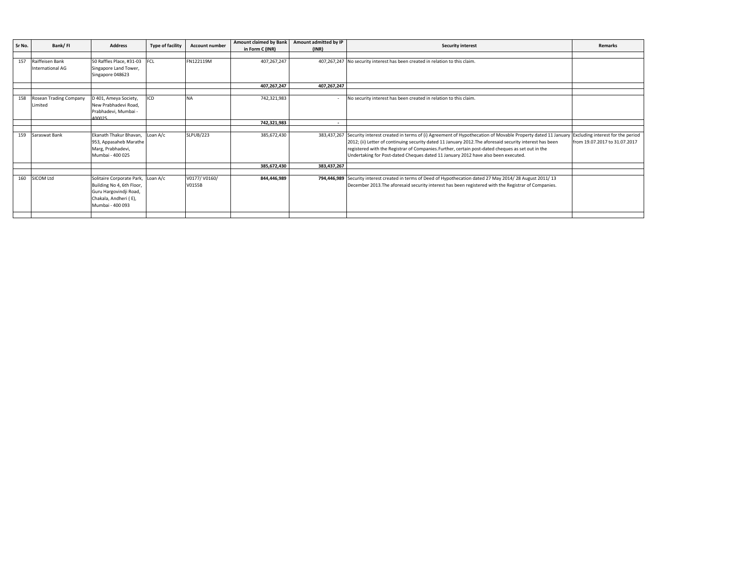| Sr No. | Bank/ FI | Address | Type of facility | Account number | Amount claimed by Bank in Form C (INR) | Amount admitted by IP (INR) | Security interest | Remarks |
|---|---|---|---|---|---|---|---|---|
| | | | | | | | | |
| 157 | Raiffeisen Bank International AG | 50 Raffles Place, #31-03 Singapore Land Tower, Singapore 048623 | FCL | FN122119M | 407,267,247 | 407,267,247 | No security interest has been created in relation to this claim. | |
| | | | | | **407,267,247** | **407,267,247** | | |
| | | | | | | | | |
| 158 | Rosean Trading Company Limited | D 401, Ameya Society, New Prabhadevi Road, Prabhadevi, Mumbai - 400025 | ICD | NA | 742,321,983 | - | No security interest has been created in relation to this claim. | |
| | | | | | **742,321,983** | **-** | | |
| | | | | | | | | |
| 159 | Saraswat Bank | Ekanath Thakur Bhavan, 953, Appasaheb Marathe Marg, Prabhadevi, Mumbai - 400 025 | Loan A/c | SLPUB/223 | 385,672,430 | 383,437,267 | Security interest created in terms of (i) Agreement of Hypothecation of Movable Property dated 11 January 2012; (ii) Letter of continuing security dated 11 January 2012.The aforesaid security interest has been registered with the Registrar of Companies.Further, certain post-dated cheques as set out in the Undertaking for Post-dated Cheques dated 11 January 2012 have also been executed. | Excluding interest for the period from 19.07.2017 to 31.07.2017 |
| | | | | | **385,672,430** | **383,437,267** | | |
| | | | | | | | | |
| 160 | SICOM Ltd | Solitaire Corporate Park, Building No 4, 6th Floor, Guru Hargovindji Road, Chakala, Andheri ( E), Mumbai - 400 093 | Loan A/c | V0177/ V0160/ V0155B | **844,446,989** | **794,446,989** | Security interest created in terms of Deed of Hypothecation dated 27 May 2014/ 28 August 2011/ 13 December 2013.The aforesaid security interest has been registered with the Registrar of Companies. | |
| | | | | | | | | |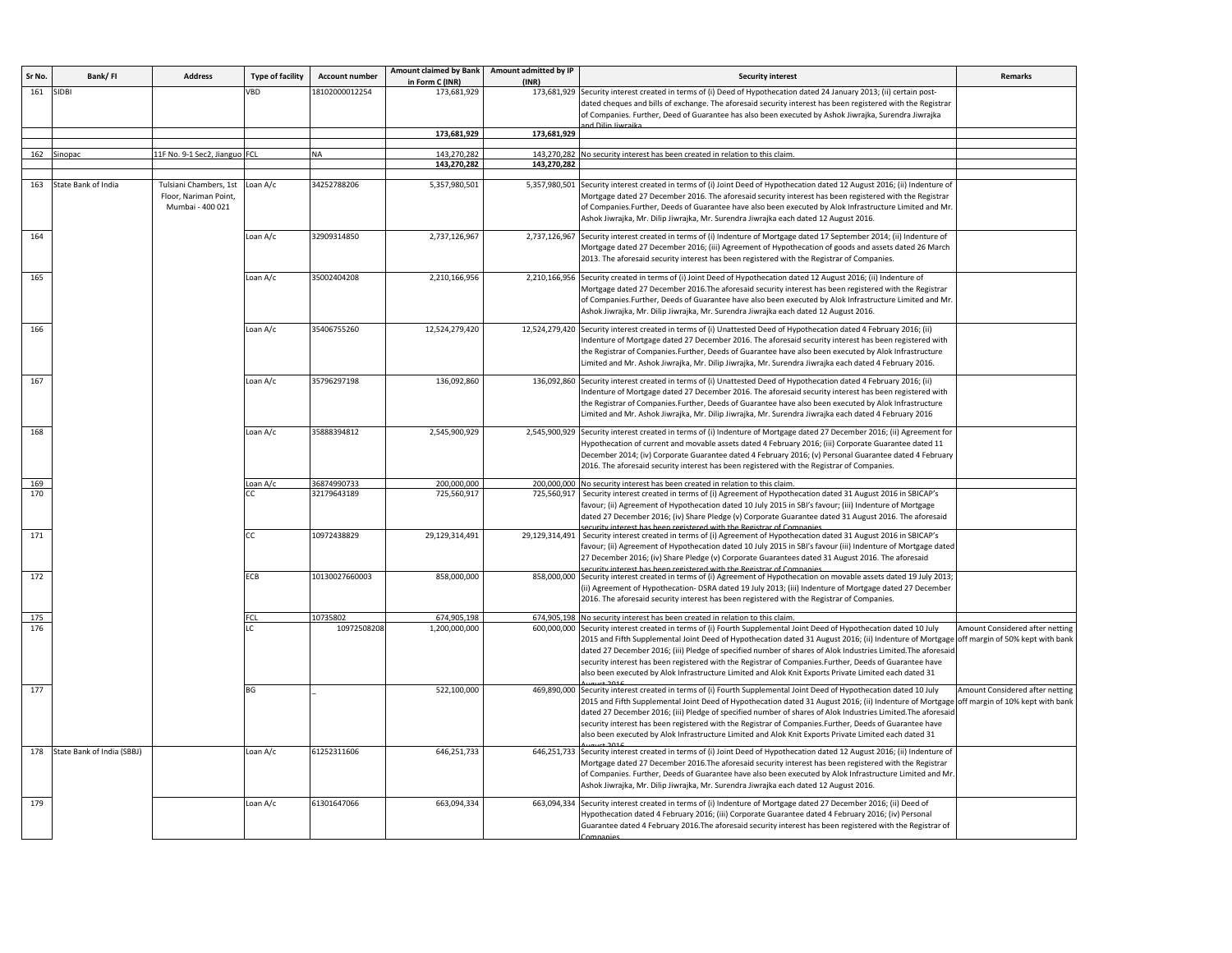| Sr No. | Bank/ FI | Address | Type of facility | Account number | Amount claimed by Bank in Form C (INR) | Amount admitted by IP (INR) | Security interest | Remarks |
|---|---|---|---|---|---|---|---|---|
| 161 | SIDBI | | VBD | 18102000012254 | 173,681,929 | 173,681,929 | Security interest created in terms of (i) Deed of Hypothecation dated 24 January 2013; (ii) certain post-dated cheques and bills of exchange. The aforesaid security interest has been registered with the Registrar of Companies. Further, Deed of Guarantee has also been executed by Ashok Jiwrajka, Surendra Jiwrajka and Dilip Jiwrajka | |
| | | | | | **173,681,929** | **173,681,929** | | |
| 162 | Sinopac | 11F No. 9-1 Sec2, Jianguo | FCL | NA | 143,270,282 | 143,270,282 | No security interest has been created in relation to this claim. | |
| | | | | | **143,270,282** | **143,270,282** | | |
| 163 | State Bank of India | Tulsiani Chambers, 1st Floor, Nariman Point, Mumbai - 400 021 | Loan A/c | 34252788206 | 5,357,980,501 | 5,357,980,501 | Security interest created in terms of (i) Joint Deed of Hypothecation dated 12 August 2016; (ii) Indenture of Mortgage dated 27 December 2016. The aforesaid security interest has been registered with the Registrar of Companies.Further, Deeds of Guarantee have also been executed by Alok Infrastructure Limited and Mr. Ashok Jiwrajka, Mr. Dilip Jiwrajka, Mr. Surendra Jiwrajka each dated 12 August 2016. | |
| 164 | | | Loan A/c | 32909314850 | 2,737,126,967 | 2,737,126,967 | Security interest created in terms of (i) Indenture of Mortgage dated 17 September 2014; (ii) Indenture of Mortgage dated 27 December 2016; (iii) Agreement of Hypothecation of goods and assets dated 26 March 2013. The aforesaid security interest has been registered with the Registrar of Companies. | |
| 165 | | | Loan A/c | 35002404208 | 2,210,166,956 | 2,210,166,956 | Security created in terms of (i) Joint Deed of Hypothecation dated 12 August 2016; (ii) Indenture of Mortgage dated 27 December 2016.The aforesaid security interest has been registered with the Registrar of Companies.Further, Deeds of Guarantee have also been executed by Alok Infrastructure Limited and Mr. Ashok Jiwrajka, Mr. Dilip Jiwrajka, Mr. Surendra Jiwrajka each dated 12 August 2016. | |
| 166 | | | Loan A/c | 35406755260 | 12,524,279,420 | 12,524,279,420 | Security interest created in terms of (i) Unattested Deed of Hypothecation dated 4 February 2016; (ii) Indenture of Mortgage dated 27 December 2016. The aforesaid security interest has been registered with the Registrar of Companies.Further, Deeds of Guarantee have also been executed by Alok Infrastructure Limited and Mr. Ashok Jiwrajka, Mr. Dilip Jiwrajka, Mr. Surendra Jiwrajka each dated 4 February 2016. | |
| 167 | | | Loan A/c | 35796297198 | 136,092,860 | 136,092,860 | Security interest created in terms of (i) Unattested Deed of Hypothecation dated 4 February 2016; (ii) Indenture of Mortgage dated 27 December 2016. The aforesaid security interest has been registered with the Registrar of Companies.Further, Deeds of Guarantee have also been executed by Alok Infrastructure Limited and Mr. Ashok Jiwrajka, Mr. Dilip Jiwrajka, Mr. Surendra Jiwrajka each dated 4 February 2016 | |
| 168 | | | Loan A/c | 35888394812 | 2,545,900,929 | 2,545,900,929 | Security interest created in terms of (i) Indenture of Mortgage dated 27 December 2016; (ii) Agreement for Hypothecation of current and movable assets dated 4 February 2016; (iii) Corporate Guarantee dated 11 December 2014; (iv) Corporate Guarantee dated 4 February 2016; (v) Personal Guarantee dated 4 February 2016. The aforesaid security interest has been registered with the Registrar of Companies. | |
| 169 | | | Loan A/c | 36874990733 | 200,000,000 | 200,000,000 | No security interest has been created in relation to this claim. | |
| 170 | | | CC | 32179643189 | 725,560,917 | 725,560,917 | Security interest created in terms of (i) Agreement of Hypothecation dated 31 August 2016 in SBICAP's favour; (ii) Agreement of Hypothecation dated 10 July 2015 in SBI's favour; (iii) Indenture of Mortgage dated 27 December 2016; (iv) Share Pledge (v) Corporate Guarantee dated 31 August 2016. The aforesaid security interest has been registered with the Registrar of Companies | |
| 171 | | | CC | 10972438829 | 29,129,314,491 | 29,129,314,491 | Security interest created in terms of (i) Agreement of Hypothecation dated 31 August 2016 in SBICAP's favour; (ii) Agreement of Hypothecation dated 10 July 2015 in SBI's favour (iii) Indenture of Mortgage dated 27 December 2016; (iv) Share Pledge (v) Corporate Guarantees dated 31 August 2016. The aforesaid security interest has been registered with the Registrar of Companies | |
| 172 | | | ECB | 10130027660003 | 858,000,000 | 858,000,000 | Security interest created in terms of (i) Agreement of Hypothecation on movable assets dated 19 July 2013; (ii) Agreement of Hypothecation- DSRA dated 19 July 2013; (iii) Indenture of Mortgage dated 27 December 2016. The aforesaid security interest has been registered with the Registrar of Companies. | |
| 175 | | | FCL | 10735802 | 674,905,198 | 674,905,198 | No security interest has been created in relation to this claim. | |
| 176 | | | LC | 10972508208 | 1,200,000,000 | 600,000,000 | Security interest created in terms of (i) Fourth Supplemental Joint Deed of Hypothecation dated 10 July 2015 and Fifth Supplemental Joint Deed of Hypothecation dated 31 August 2016; (ii) Indenture of Mortgage dated 27 December 2016; (iii) Pledge of specified number of shares of Alok Industries Limited.The aforesaid security interest has been registered with the Registrar of Companies.Further, Deeds of Guarantee have also been executed by Alok Infrastructure Limited and Alok Knit Exports Private Limited each dated 31 August 2016 | Amount Considered after netting off margin of 50% kept with bank |
| 177 | | | BG | _ | 522,100,000 | 469,890,000 | Security interest created in terms of (i) Fourth Supplemental Joint Deed of Hypothecation dated 10 July 2015 and Fifth Supplemental Joint Deed of Hypothecation dated 31 August 2016; (ii) Indenture of Mortgage dated 27 December 2016; (iii) Pledge of specified number of shares of Alok Industries Limited.The aforesaid security interest has been registered with the Registrar of Companies.Further, Deeds of Guarantee have also been executed by Alok Infrastructure Limited and Alok Knit Exports Private Limited each dated 31 August 2016 | Amount Considered after netting off margin of 10% kept with bank |
| 178 | State Bank of India (SBBJ) | | Loan A/c | 61252311606 | 646,251,733 | 646,251,733 | Security interest created in terms of (i) Joint Deed of Hypothecation dated 12 August 2016; (ii) Indenture of Mortgage dated 27 December 2016.The aforesaid security interest has been registered with the Registrar of Companies. Further, Deeds of Guarantee have also been executed by Alok Infrastructure Limited and Mr. Ashok Jiwrajka, Mr. Dilip Jiwrajka, Mr. Surendra Jiwrajka each dated 12 August 2016. | |
| 179 | | | Loan A/c | 61301647066 | 663,094,334 | 663,094,334 | Security interest created in terms of (i) Indenture of Mortgage dated 27 December 2016; (ii) Deed of Hypothecation dated 4 February 2016; (iii) Corporate Guarantee dated 4 February 2016; (iv) Personal Guarantee dated 4 February 2016.The aforesaid security interest has been registered with the Registrar of Companies | |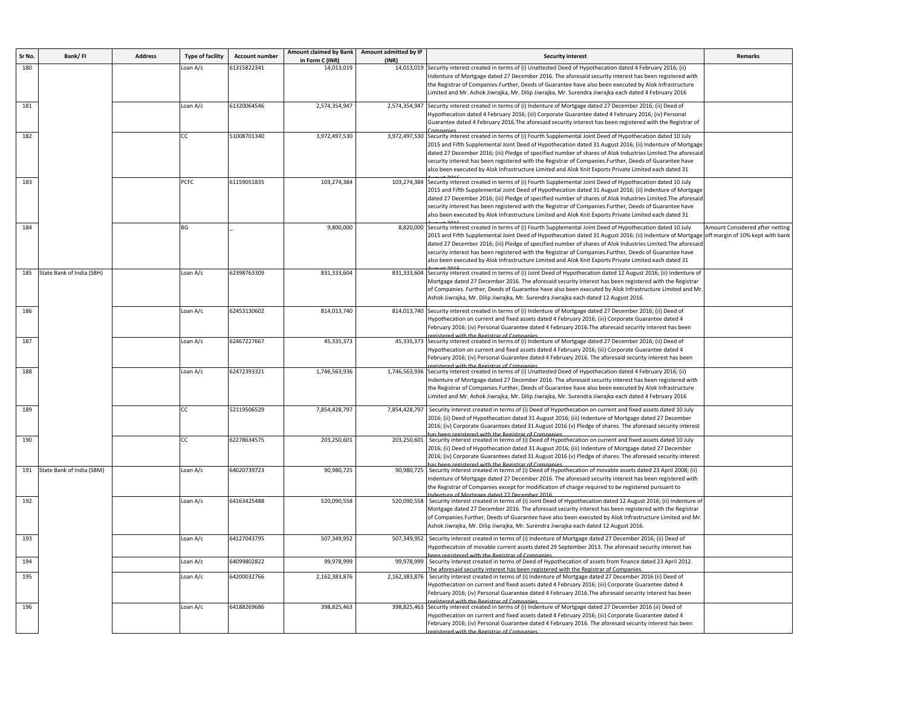| Sr No. | Bank/ FI | Address | Type of facility | Account number | Amount claimed by Bank in Form C (INR) | Amount admitted by IP (INR) | Security interest | Remarks |
|---|---|---|---|---|---|---|---|---|
| 180 | | | Loan A/c | 61315822341 | 14,013,019 | 14,013,019 | Security interest created in terms of (i) Unattested Deed of Hypothecation dated 4 February 2016; (ii) Indenture of Mortgage dated 27 December 2016. The aforesaid security interest has been registered with the Registrar of Companies.Further, Deeds of Guarantee have also been executed by Alok Infrastructure Limited and Mr. Ashok Jiwrajka, Mr. Dilip Jiwrajka, Mr. Surendra Jiwrajka each dated 4 February 2016 | |
| 181 | | | Loan A/c | 61320064546 | 2,574,354,947 | 2,574,354,947 | Security interest created in terms of (i) Indenture of Mortgage dated 27 December 2016; (ii) Deed of Hypothecation dated 4 February 2016; (iii) Corporate Guarantee dated 4 February 2016; (iv) Personal Guarantee dated 4 February 2016.The aforesaid security interest has been registered with the Registrar of Companies | |
| 182 | | | CC | 51008701340 | 3,972,497,530 | 3,972,497,530 | Security interest created in terms of (i) Fourth Supplemental Joint Deed of Hypothecation dated 10 July 2015 and Fifth Supplemental Joint Deed of Hypothecation dated 31 August 2016; (ii) Indenture of Mortgage dated 27 December 2016; (iii) Pledge of specified number of shares of Alok Industries Limited.The aforesaid security interest has been registered with the Registrar of Companies.Further, Deeds of Guarantee have also been executed by Alok Infrastructure Limited and Alok Knit Exports Private Limited each dated 31 August 2016 | |
| 183 | | | PCFC | 61159051835 | 103,274,384 | 103,274,384 | Security interest created in terms of (i) Fourth Supplemental Joint Deed of Hypothecation dated 10 July 2015 and Fifth Supplemental Joint Deed of Hypothecation dated 31 August 2016; (ii) Indenture of Mortgage dated 27 December 2016; (iii) Pledge of specified number of shares of Alok Industries Limited.The aforesaid security interest has been registered with the Registrar of Companies.Further, Deeds of Guarantee have also been executed by Alok Infrastructure Limited and Alok Knit Exports Private Limited each dated 31 August 2016 | |
| 184 | | | BG | _ | 9,800,000 | 8,820,000 | Security interest created in terms of (i) Fourth Supplemental Joint Deed of Hypothecation dated 10 July 2015 and Fifth Supplemental Joint Deed of Hypothecation dated 31 August 2016; (ii) Indenture of Mortgage dated 27 December 2016; (iii) Pledge of specified number of shares of Alok Industries Limited.The aforesaid security interest has been registered with the Registrar of Companies.Further, Deeds of Guarantee have also been executed by Alok Infrastructure Limited and Alok Knit Exports Private Limited each dated 31 August 2016 | Amount Considered after netting off margin of 10% kept with bank |
| 185 | State Bank of India (SBH) | | Loan A/c | 62398763309 | 831,333,604 | 831,333,604 | Security interest created in terms of (i) Joint Deed of Hypothecation dated 12 August 2016; (ii) Indenture of Mortgage dated 27 December 2016. The aforesaid security interest has been registered with the Registrar of Companies. Further, Deeds of Guarantee have also been executed by Alok Infrastructure Limited and Mr. Ashok Jiwrajka, Mr. Dilip Jiwrajka, Mr. Surendra Jiwrajka each dated 12 August 2016. | |
| 186 | | | Loan A/c | 62453130602 | 814,013,740 | 814,013,740 | Security interest created in terms of (i) Indenture of Mortgage dated 27 December 2016; (ii) Deed of Hypothecation on current and fixed assets dated 4 February 2016; (iii) Corporate Guarantee dated 4 February 2016; (iv) Personal Guarantee dated 4 February 2016.The aforesaid security interest has been registered with the Registrar of Companies | |
| 187 | | | Loan A/c | 62467227667 | 45,335,373 | 45,335,373 | Security interest created in terms of (i) Indenture of Mortgage dated 27 December 2016; (ii) Deed of Hypothecation on current and fixed assets dated 4 February 2016; (iii) Corporate Guarantee dated 4 February 2016; (iv) Personal Guarantee dated 4 February 2016. The aforesaid security interest has been registered with the Registrar of Companies | |
| 188 | | | Loan A/c | 62472393321 | 1,746,563,936 | 1,746,563,936 | Security interest created in terms of (i) Unattested Deed of Hypothecation dated 4 February 2016; (ii) Indenture of Mortgage dated 27 December 2016. The aforesaid security interest has been registered with the Registrar of Companies.Further, Deeds of Guarantee have also been executed by Alok Infrastructure Limited and Mr. Ashok Jiwrajka, Mr. Dilip Jiwrajka, Mr. Surendra Jiwrajka each dated 4 February 2016 | |
| 189 | | | CC | 52119506529 | 7,854,428,797 | 7,854,428,797 | Security interest created in terms of (i) Deed of Hypothecation on current and fixed assets dated 10 July 2016; (ii) Deed of Hypothecation dated 31 August 2016; (iii) Indenture of Mortgage dated 27 December 2016; (iv) Corporate Guarantees dated 31 August 2016 (v) Pledge of shares. The aforesaid security interest has been registered with the Registrar of Companies | |
| 190 | | | CC | 62278634575 | 203,250,601 | 203,250,601 | Security interest created in terms of (i) Deed of Hypothecation on current and fixed assets dated 10 July 2016; (ii) Deed of Hypothecation dated 31 August 2016; (iii) Indenture of Mortgage dated 27 December 2016; (iv) Corporate Guarantees dated 31 August 2016 (v) Pledge of shares. The aforesaid security interest has been registered with the Registrar of Companies | |
| 191 | State Bank of India (SBM) | | Loan A/c | 64020739723 | 90,980,725 | 90,980,725 | Security interest created in terms of (i) Deed of Hypothecation of movable assets dated 23 April 2008; (ii) Indenture of Mortgage dated 27 December 2016. The aforesaid security interest has been registered with the Registrar of Companies except for modification of charge required to be registered pursuant to Indenture of Mortgage dated 27 December 2016 | |
| 192 | | | Loan A/c | 64163425488 | 520,090,558 | 520,090,558 | Security interest created in terms of (i) Joint Deed of Hypothecation dated 12 August 2016; (ii) Indenture of Mortgage dated 27 December 2016. The aforesaid security interest has been registered with the Registrar of Companies.Further, Deeds of Guarantee have also been executed by Alok Infrastructure Limited and Mr. Ashok Jiwrajka, Mr. Dilip Jiwrajka, Mr. Surendra Jiwrajka each dated 12 August 2016. | |
| 193 | | | Loan A/c | 64127043795 | 507,349,952 | 507,349,952 | Security interest created in terms of (i) Indenture of Mortgage dated 27 December 2016; (ii) Deed of Hypothecation of movable current assets dated 29 September 2013. The aforesaid security interest has been registered with the Registrar of Companies | |
| 194 | | | Loan A/c | 64099802822 | 99,978,999 | 99,978,999 | Security interest created in terms of Deed of Hypothecation of assets from finance dated 23 April 2012. The aforesaid security interest has been registered with the Registrar of Companies. | |
| 195 | | | Loan A/c | 64200032766 | 2,162,383,876 | 2,162,383,876 | Security interest created in terms of (i) Indenture of Mortgage dated 27 December 2016 (ii) Deed of Hypothecation on current and fixed assets dated 4 February 2016; (iii) Corporate Guarantee dated 4 February 2016; (iv) Personal Guarantee dated 4 February 2016.The aforesaid security interest has been registered with the Registrar of Companies | |
| 196 | | | Loan A/c | 64188269686 | 398,825,463 | 398,825,463 | Security interest created in terms of (i) Indenture of Mortgage dated 27 December 2016 (ii) Deed of Hypothecation on current and fixed assets dated 4 February 2016; (iii) Corporate Guarantee dated 4 February 2016; (iv) Personal Guarantee dated 4 February 2016. The aforesaid security interest has been registered with the Registrar of Companies | |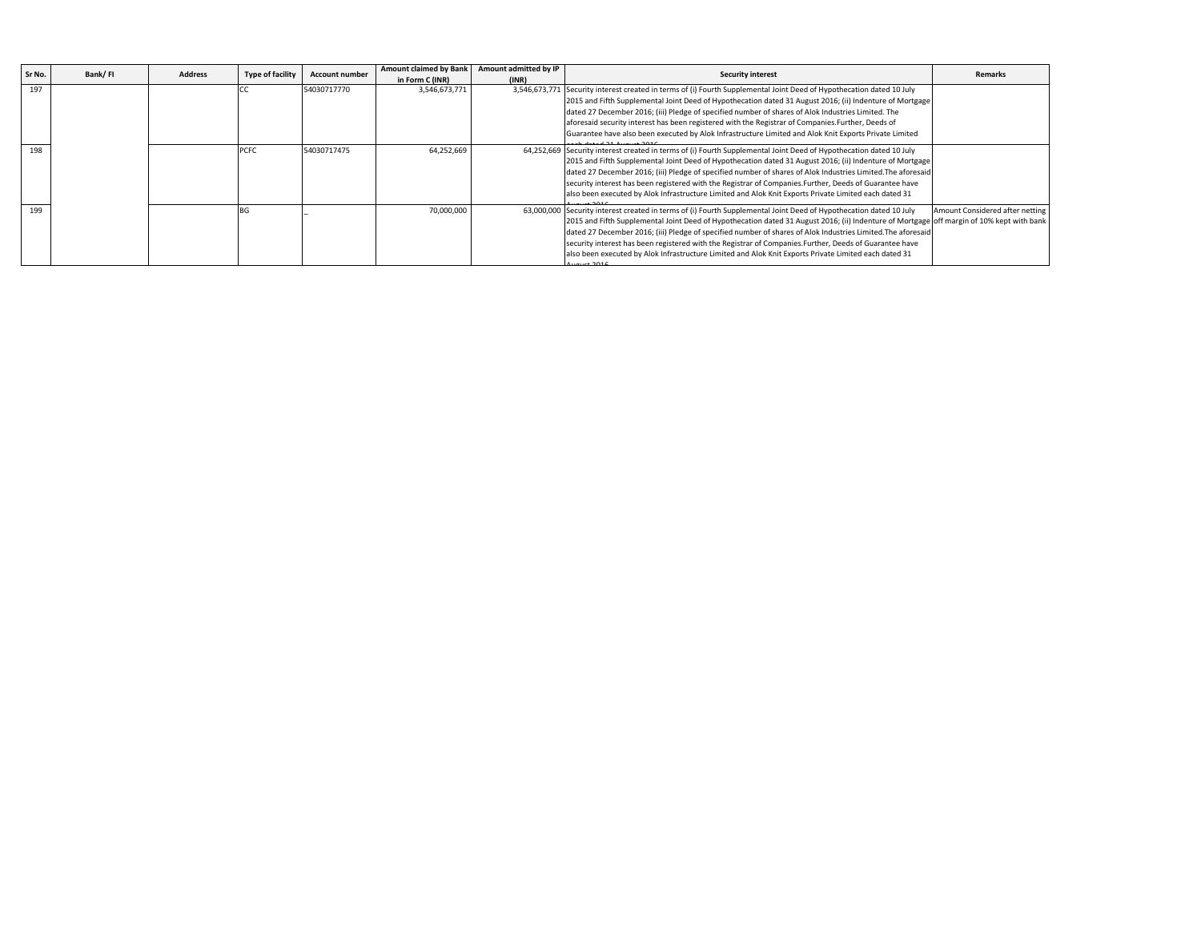| Sr No. | Bank/ FI | Address | Type of facility | Account number | Amount claimed by Bank in Form C (INR) | Amount admitted by IP (INR) | Security interest | Remarks |
|---|---|---|---|---|---|---|---|---|
| 197 | | | CC | 54030717770 | 3,546,673,771 | 3,546,673,771 | Security interest created in terms of (i) Fourth Supplemental Joint Deed of Hypothecation dated 10 July 2015 and Fifth Supplemental Joint Deed of Hypothecation dated 31 August 2016; (ii) Indenture of Mortgage dated 27 December 2016; (iii) Pledge of specified number of shares of Alok Industries Limited. The aforesaid security interest has been registered with the Registrar of Companies.Further, Deeds of Guarantee have also been executed by Alok Infrastructure Limited and Alok Knit Exports Private Limited each dated 31 August 2016 | |
| 198 | | | PCFC | 54030717475 | 64,252,669 | 64,252,669 | Security interest created in terms of (i) Fourth Supplemental Joint Deed of Hypothecation dated 10 July 2015 and Fifth Supplemental Joint Deed of Hypothecation dated 31 August 2016; (ii) Indenture of Mortgage dated 27 December 2016; (iii) Pledge of specified number of shares of Alok Industries Limited.The aforesaid security interest has been registered with the Registrar of Companies.Further, Deeds of Guarantee have also been executed by Alok Infrastructure Limited and Alok Knit Exports Private Limited each dated 31 | |
| 199 | | | BG | _ | 70,000,000 | 63,000,000 | Security interest created in terms of (i) Fourth Supplemental Joint Deed of Hypothecation dated 10 July 2015 and Fifth Supplemental Joint Deed of Hypothecation dated 31 August 2016; (ii) Indenture of Mortgage dated 27 December 2016; (iii) Pledge of specified number of shares of Alok Industries Limited.The aforesaid security interest has been registered with the Registrar of Companies.Further, Deeds of Guarantee have also been executed by Alok Infrastructure Limited and Alok Knit Exports Private Limited each dated 31 August 2016 | Amount Considered after netting off margin of 10% kept with bank |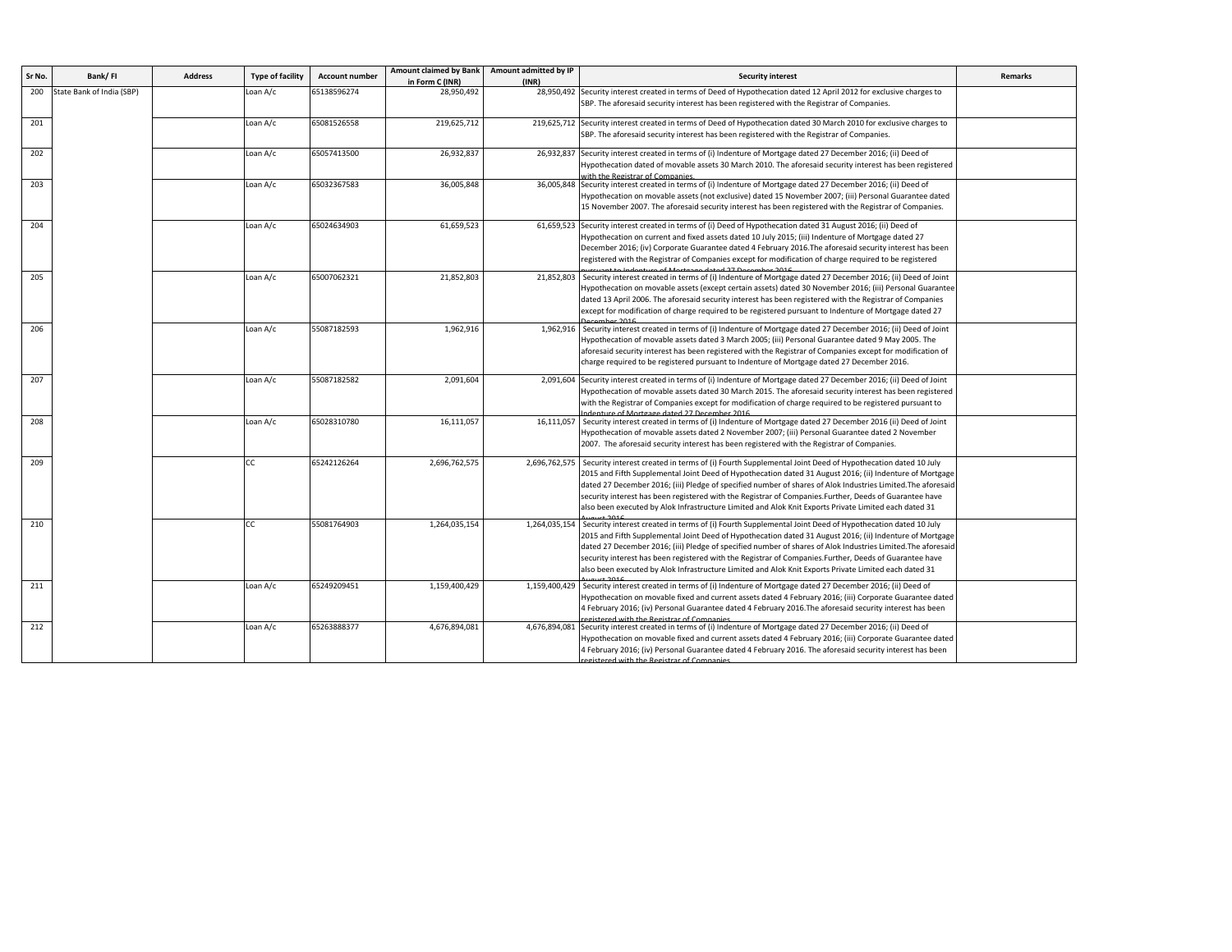| Sr No. | Bank/ FI | Address | Type of facility | Account number | Amount claimed by Bank in Form C (INR) | Amount admitted by IP (INR) | Security interest | Remarks |
|---|---|---|---|---|---|---|---|---|
| 200 | State Bank of India (SBP) | | Loan A/c | 65138596274 | 28,950,492 | 28,950,492 | Security interest created in terms of Deed of Hypothecation dated 12 April 2012 for exclusive charges to SBP. The aforesaid security interest has been registered with the Registrar of Companies. | |
| 201 | | | Loan A/c | 65081526558 | 219,625,712 | 219,625,712 | Security interest created in terms of Deed of Hypothecation dated 30 March 2010 for exclusive charges to SBP. The aforesaid security interest has been registered with the Registrar of Companies. | |
| 202 | | | Loan A/c | 65057413500 | 26,932,837 | 26,932,837 | Security interest created in terms of (i) Indenture of Mortgage dated 27 December 2016; (ii) Deed of Hypothecation dated of movable assets 30 March 2010. The aforesaid security interest has been registered with the Registrar of Companies. | |
| 203 | | | Loan A/c | 65032367583 | 36,005,848 | 36,005,848 | Security interest created in terms of (i) Indenture of Mortgage dated 27 December 2016; (ii) Deed of Hypothecation on movable assets (not exclusive) dated 15 November 2007; (iii) Personal Guarantee dated 15 November 2007. The aforesaid security interest has been registered with the Registrar of Companies. | |
| 204 | | | Loan A/c | 65024634903 | 61,659,523 | 61,659,523 | Security interest created in terms of (i) Deed of Hypothecation dated 31 August 2016; (ii) Deed of Hypothecation on current and fixed assets dated 10 July 2015; (iii) Indenture of Mortgage dated 27 December 2016; (iv) Corporate Guarantee dated 4 February 2016.The aforesaid security interest has been registered with the Registrar of Companies except for modification of charge required to be registered pursuant to Indenture of Mortgage dated 27 December 2016. | |
| 205 | | | Loan A/c | 65007062321 | 21,852,803 | 21,852,803 | Security interest created in terms of (i) Indenture of Mortgage dated 27 December 2016; (ii) Deed of Joint Hypothecation on movable assets (except certain assets) dated 30 November 2016; (iii) Personal Guarantee dated 13 April 2006. The aforesaid security interest has been registered with the Registrar of Companies except for modification of charge required to be registered pursuant to Indenture of Mortgage dated 27 December 2016. | |
| 206 | | | Loan A/c | 55087182593 | 1,962,916 | 1,962,916 | Security interest created in terms of (i) Indenture of Mortgage dated 27 December 2016; (ii) Deed of Joint Hypothecation of movable assets dated 3 March 2005; (iii) Personal Guarantee dated 9 May 2005. The aforesaid security interest has been registered with the Registrar of Companies except for modification of charge required to be registered pursuant to Indenture of Mortgage dated 27 December 2016. | |
| 207 | | | Loan A/c | 55087182582 | 2,091,604 | 2,091,604 | Security interest created in terms of (i) Indenture of Mortgage dated 27 December 2016; (ii) Deed of Joint Hypothecation of movable assets dated 30 March 2015. The aforesaid security interest has been registered with the Registrar of Companies except for modification of charge required to be registered pursuant to Indenture of Mortgage dated 27 December 2016. | |
| 208 | | | Loan A/c | 65028310780 | 16,111,057 | 16,111,057 | Security interest created in terms of (i) Indenture of Mortgage dated 27 December 2016 (ii) Deed of Joint Hypothecation of movable assets dated 2 November 2007; (iii) Personal Guarantee dated 2 November 2007. The aforesaid security interest has been registered with the Registrar of Companies. | |
| 209 | | | CC | 65242126264 | 2,696,762,575 | 2,696,762,575 | Security interest created in terms of (i) Fourth Supplemental Joint Deed of Hypothecation dated 10 July 2015 and Fifth Supplemental Joint Deed of Hypothecation dated 31 August 2016; (ii) Indenture of Mortgage dated 27 December 2016; (iii) Pledge of specified number of shares of Alok Industries Limited.The aforesaid security interest has been registered with the Registrar of Companies.Further, Deeds of Guarantee have also been executed by Alok Infrastructure Limited and Alok Knit Exports Private Limited each dated 31 August 2016. | |
| 210 | | | CC | 55081764903 | 1,264,035,154 | 1,264,035,154 | Security interest created in terms of (i) Fourth Supplemental Joint Deed of Hypothecation dated 10 July 2015 and Fifth Supplemental Joint Deed of Hypothecation dated 31 August 2016; (ii) Indenture of Mortgage dated 27 December 2016; (iii) Pledge of specified number of shares of Alok Industries Limited.The aforesaid security interest has been registered with the Registrar of Companies.Further, Deeds of Guarantee have also been executed by Alok Infrastructure Limited and Alok Knit Exports Private Limited each dated 31 August 2016. | |
| 211 | | | Loan A/c | 65249209451 | 1,159,400,429 | 1,159,400,429 | Security interest created in terms of (i) Indenture of Mortgage dated 27 December 2016; (ii) Deed of Hypothecation on movable fixed and current assets dated 4 February 2016; (iii) Corporate Guarantee dated 4 February 2016; (iv) Personal Guarantee dated 4 February 2016.The aforesaid security interest has been registered with the Registrar of Companies. | |
| 212 | | | Loan A/c | 65263888377 | 4,676,894,081 | 4,676,894,081 | Security interest created in terms of (i) Indenture of Mortgage dated 27 December 2016; (ii) Deed of Hypothecation on movable fixed and current assets dated 4 February 2016; (iii) Corporate Guarantee dated 4 February 2016; (iv) Personal Guarantee dated 4 February 2016. The aforesaid security interest has been registered with the Registrar of Companies. | |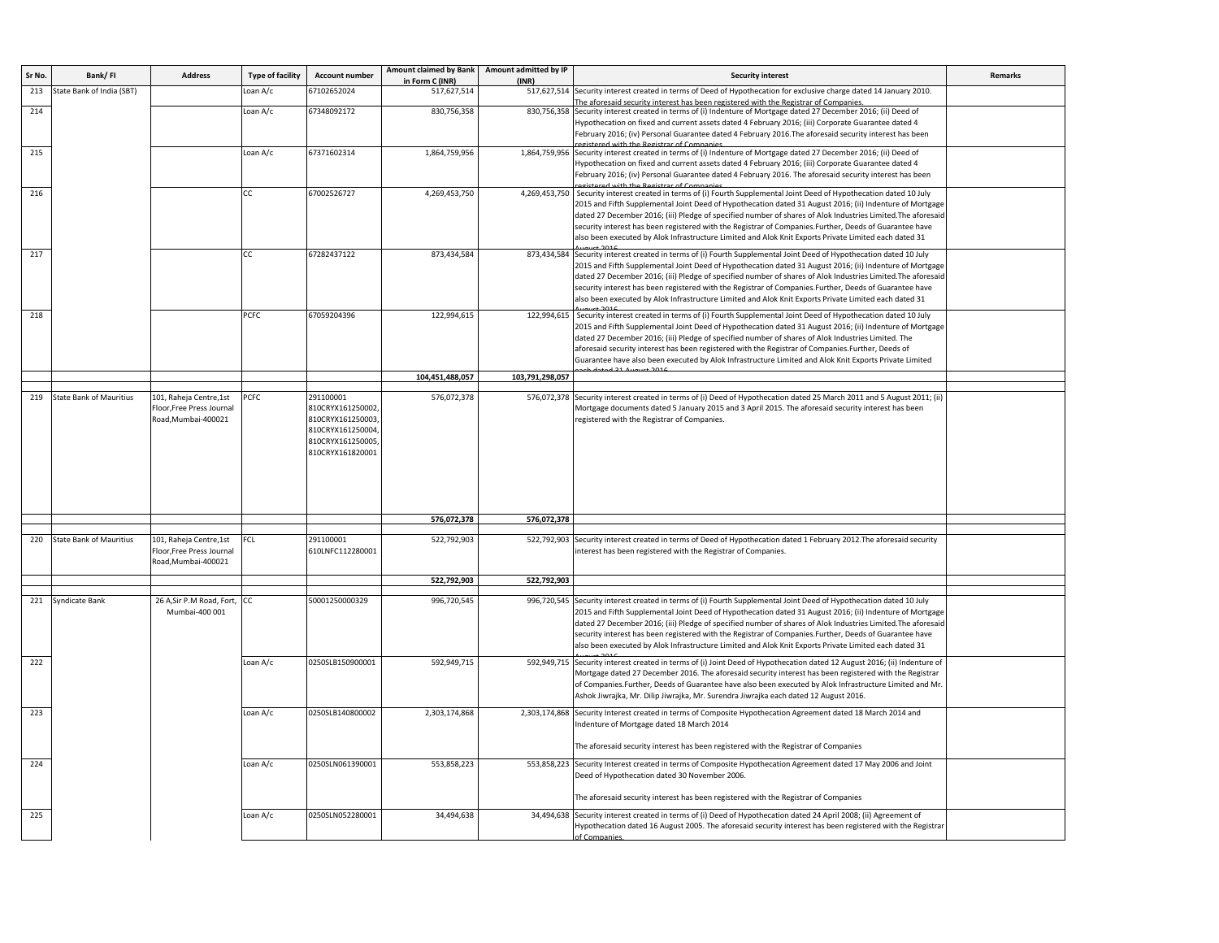| Sr No. | Bank/ FI | Address | Type of facility | Account number | Amount claimed by Bank in Form C (INR) | Amount admitted by IP (INR) | Security interest | Remarks |
|---|---|---|---|---|---|---|---|---|
| 213 | State Bank of India (SBT) | | Loan A/c | 67102652024 | 517,627,514 | 517,627,514 | Security interest created in terms of Deed of Hypothecation for exclusive charge dated 14 January 2010. The aforesaid security interest has been registered with the Registrar of Companies. | |
| 214 | | | Loan A/c | 67348092172 | 830,756,358 | 830,756,358 | Security interest created in terms of (i) Indenture of Mortgage dated 27 December 2016; (ii) Deed of Hypothecation on fixed and current assets dated 4 February 2016; (iii) Corporate Guarantee dated 4 February 2016; (iv) Personal Guarantee dated 4 February 2016.The aforesaid security interest has been registered with the Registrar of Companies. | |
| 215 | | | Loan A/c | 67371602314 | 1,864,759,956 | 1,864,759,956 | Security interest created in terms of (i) Indenture of Mortgage dated 27 December 2016; (ii) Deed of Hypothecation on fixed and current assets dated 4 February 2016; (iii) Corporate Guarantee dated 4 February 2016; (iv) Personal Guarantee dated 4 February 2016. The aforesaid security interest has been registered with the Registrar of Companies. | |
| 216 | | | CC | 67002526727 | 4,269,453,750 | 4,269,453,750 | Security interest created in terms of (i) Fourth Supplemental Joint Deed of Hypothecation dated 10 July 2015 and Fifth Supplemental Joint Deed of Hypothecation dated 31 August 2016; (ii) Indenture of Mortgage dated 27 December 2016; (iii) Pledge of specified number of shares of Alok Industries Limited.The aforesaid security interest has been registered with the Registrar of Companies.Further, Deeds of Guarantee have also been executed by Alok Infrastructure Limited and Alok Knit Exports Private Limited each dated 31 August 2016. | |
| 217 | | | CC | 67282437122 | 873,434,584 | 873,434,584 | Security interest created in terms of (i) Fourth Supplemental Joint Deed of Hypothecation dated 10 July 2015 and Fifth Supplemental Joint Deed of Hypothecation dated 31 August 2016; (ii) Indenture of Mortgage dated 27 December 2016; (iii) Pledge of specified number of shares of Alok Industries Limited.The aforesaid security interest has been registered with the Registrar of Companies.Further, Deeds of Guarantee have also been executed by Alok Infrastructure Limited and Alok Knit Exports Private Limited each dated 31 August 2016. | |
| 218 | | | PCFC | 67059204396 | 122,994,615 | 122,994,615 | Security interest created in terms of (i) Fourth Supplemental Joint Deed of Hypothecation dated 10 July 2015 and Fifth Supplemental Joint Deed of Hypothecation dated 31 August 2016; (ii) Indenture of Mortgage dated 27 December 2016; (iii) Pledge of specified number of shares of Alok Industries Limited. The aforesaid security interest has been registered with the Registrar of Companies.Further, Deeds of Guarantee have also been executed by Alok Infrastructure Limited and Alok Knit Exports Private Limited each dated 31 August 2016. | |
| | | | | | **104,451,488,057** | **103,791,298,057** | | |
| | | | | | | | | |
| 219 | State Bank of Mauritius | 101, Raheja Centre,1st Floor,Free Press Journal Road,Mumbai-400021 | PCFC | 291100001 810CRYX161250002, 810CRYX161250003, 810CRYX161250004, 810CRYX161250005, 810CRYX161820001 | 576,072,378 | 576,072,378 | Security interest created in terms of (i) Deed of Hypothecation dated 25 March 2011 and 5 August 2011; (ii) Mortgage documents dated 5 January 2015 and 3 April 2015. The aforesaid security interest has been registered with the Registrar of Companies. | |
| | | | | | **576,072,378** | **576,072,378** | | |
| | | | | | | | | |
| 220 | State Bank of Mauritius | 101, Raheja Centre,1st Floor,Free Press Journal Road,Mumbai-400021 | FCL | 291100001 610LNFC112280001 | 522,792,903 | 522,792,903 | Security interest created in terms of Deed of Hypothecation dated 1 February 2012.The aforesaid security interest has been registered with the Registrar of Companies. | |
| | | | | | **522,792,903** | **522,792,903** | | |
| | | | | | | | | |
| 221 | Syndicate Bank | 26 A,Sir P.M Road, Fort, Mumbai-400 001 | CC | 50001250000329 | 996,720,545 | 996,720,545 | Security interest created in terms of (i) Fourth Supplemental Joint Deed of Hypothecation dated 10 July 2015 and Fifth Supplemental Joint Deed of Hypothecation dated 31 August 2016; (ii) Indenture of Mortgage dated 27 December 2016; (iii) Pledge of specified number of shares of Alok Industries Limited.The aforesaid security interest has been registered with the Registrar of Companies.Further, Deeds of Guarantee have also been executed by Alok Infrastructure Limited and Alok Knit Exports Private Limited each dated 31 August 2016. | |
| 222 | | | Loan A/c | 0250SLB150900001 | 592,949,715 | 592,949,715 | Security interest created in terms of (i) Joint Deed of Hypothecation dated 12 August 2016; (ii) Indenture of Mortgage dated 27 December 2016. The aforesaid security interest has been registered with the Registrar of Companies.Further, Deeds of Guarantee have also been executed by Alok Infrastructure Limited and Mr. Ashok Jiwrajka, Mr. Dilip Jiwrajka, Mr. Surendra Jiwrajka each dated 12 August 2016. | |
| 223 | | | Loan A/c | 0250SLB140800002 | 2,303,174,868 | 2,303,174,868 | Security Interest created in terms of Composite Hypothecation Agreement dated 18 March 2014 and Indenture of Mortgage dated 18 March 2014<br><br>The aforesaid security interest has been registered with the Registrar of Companies | |
| 224 | | | Loan A/c | 0250SLN061390001 | 553,858,223 | 553,858,223 | Security Interest created in terms of Composite Hypothecation Agreement dated 17 May 2006 and Joint Deed of Hypothecation dated 30 November 2006.<br><br>The aforesaid security interest has been registered with the Registrar of Companies | |
| 225 | | | Loan A/c | 0250SLN052280001 | 34,494,638 | 34,494,638 | Security interest created in terms of (i) Deed of Hypothecation dated 24 April 2008; (ii) Agreement of Hypothecation dated 16 August 2005. The aforesaid security interest has been registered with the Registrar of Companies. | |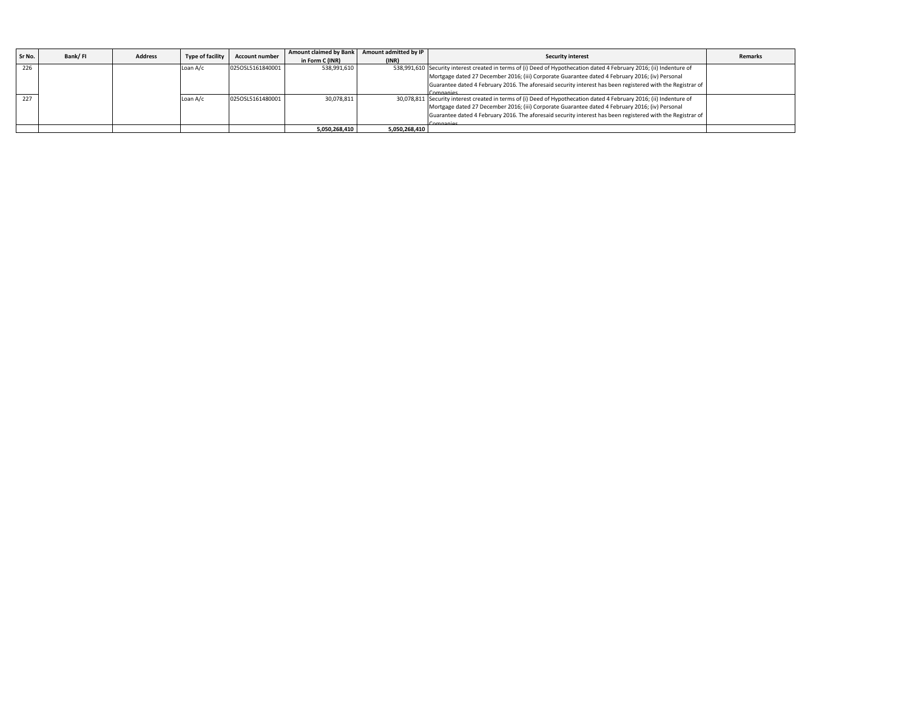| Sr No. | Bank/ FI | Address | Type of facility | Account number | Amount claimed by Bank in Form C (INR) | Amount admitted by IP (INR) | Security interest | Remarks |
|---|---|---|---|---|---|---|---|---|
| 226 | | | Loan A/c | 025OSL5161840001 | 538,991,610 | 538,991,610 | Security interest created in terms of (i) Deed of Hypothecation dated 4 February 2016; (ii) Indenture of Mortgage dated 27 December 2016; (iii) Corporate Guarantee dated 4 February 2016; (iv) Personal Guarantee dated 4 February 2016. The aforesaid security interest has been registered with the Registrar of Companies | |
| 227 | | | Loan A/c | 025OSL5161480001 | 30,078,811 | 30,078,811 | Security interest created in terms of (i) Deed of Hypothecation dated 4 February 2016; (ii) Indenture of Mortgage dated 27 December 2016; (iii) Corporate Guarantee dated 4 February 2016; (iv) Personal Guarantee dated 4 February 2016. The aforesaid security interest has been registered with the Registrar of Companies | |
| | | | | | 5,050,268,410 | 5,050,268,410 | | |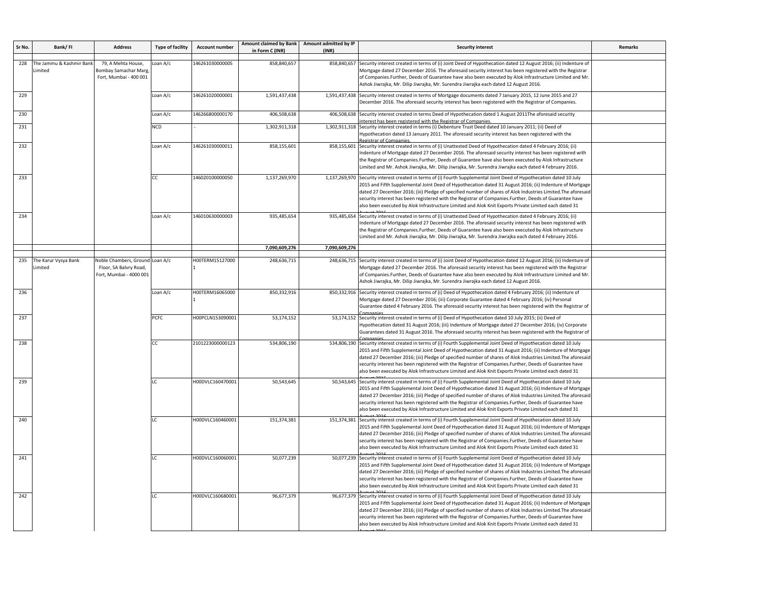| Sr No. | Bank/ FI | Address | Type of facility | Account number | Amount claimed by Bank in Form C (INR) | Amount admitted by IP (INR) | Security interest | Remarks |
|---|---|---|---|---|---|---|---|---|
| 228 | The Jammu & Kashmir Bank Limited | 79, A Mehta House, Bombay Samachar Marg, Fort, Mumbai - 400 001 | Loan A/c | 146261030000005 | 858,840,657 | 858,840,657 | Security interest created in terms of (i) Joint Deed of Hypothecation dated 12 August 2016; (ii) Indenture of Mortgage dated 27 December 2016. The aforesaid security interest has been registered with the Registrar of Companies.Further, Deeds of Guarantee have also been executed by Alok Infrastructure Limited and Mr. Ashok Jiwrajka, Mr. Dilip Jiwrajka, Mr. Surendra Jiwrajka each dated 12 August 2016. | |
| 229 | | | Loan A/c | 146261020000001 | 1,591,437,438 | 1,591,437,438 | Security interest created in terms of Mortgage documents dated 7 January 2015, 12 June 2015 and 27 December 2016. The aforesaid security interest has been registered with the Registrar of Companies. | |
| 230 | | | Loan A/c | 146266800000170 | 406,508,638 | 406,508,638 | Security interest created in terms Deed of Hypothecation dated 1 August 2011The aforesaid security interest has been registered with the Registrar of Companies. | |
| 231 | | | NCD | - | 1,302,911,318 | 1,302,911,318 | Security interest created in terms (i) Debenture Trust Deed dated 10 January 2011; (ii) Deed of Hypothecation dated 13 January 2011. The aforesaid security interest has been registered with the Registrar of Companies. | |
| 232 | | | Loan A/c | 146261030000011 | 858,155,601 | 858,155,601 | Security interest created in terms of (i) Unattested Deed of Hypothecation dated 4 February 2016; (ii) Indenture of Mortgage dated 27 December 2016. The aforesaid security interest has been registered with the Registrar of Companies.Further, Deeds of Guarantee have also been executed by Alok Infrastructure Limited and Mr. Ashok Jiwrajka, Mr. Dilip Jiwrajka, Mr. Surendra Jiwrajka each dated 4 February 2016. | |
| 233 | | | CC | 146020100000050 | 1,137,269,970 | 1,137,269,970 | Security interest created in terms of (i) Fourth Supplemental Joint Deed of Hypothecation dated 10 July 2015 and Fifth Supplemental Joint Deed of Hypothecation dated 31 August 2016; (ii) Indenture of Mortgage dated 27 December 2016; (iii) Pledge of specified number of shares of Alok Industries Limited.The aforesaid security interest has been registered with the Registrar of Companies.Further, Deeds of Guarantee have also been executed by Alok Infrastructure Limited and Alok Knit Exports Private Limited each dated 31 August 2016 | |
| 234 | | | Loan A/c | 146010630000003 | 935,485,654 | 935,485,654 | Security interest created in terms of (i) Unattested Deed of Hypothecation dated 4 February 2016; (ii) Indenture of Mortgage dated 27 December 2016. The aforesaid security interest has been registered with the Registrar of Companies.Further, Deeds of Guarantee have also been executed by Alok Infrastructure Limited and Mr. Ashok Jiwrajka, Mr. Dilip Jiwrajka, Mr. Surendra Jiwrajka each dated 4 February 2016. | |
| | | | | | 7,090,609,276 | 7,090,609,276 | | |
| 235 | The Karur Vysya Bank Limited | Noble Chambers, Ground Floor, SA Balvry Road, Fort, Mumbai - 4000 001 | Loan A/c | H00TERM151270001 | 248,636,715 | 248,636,715 | Security interest created in terms of (i) Joint Deed of Hypothecation dated 12 August 2016; (ii) Indenture of Mortgage dated 27 December 2016. The aforesaid security interest has been registered with the Registrar of Companies.Further, Deeds of Guarantee have also been executed by Alok Infrastructure Limited and Mr. Ashok Jiwrajka, Mr. Dilip Jiwrajka, Mr. Surendra Jiwrajka each dated 12 August 2016. | |
| 236 | | | Loan A/c | H00TERM160650001 | 850,332,916 | 850,332,916 | Security interest created in terms of (i) Deed of Hypothecation dated 4 February 2016; (ii) Indenture of Mortgage dated 27 December 2016; (iii) Corporate Guarantee dated 4 February 2016; (iv) Personal Guarantee dated 4 February 2016. The aforesaid security interest has been registered with the Registrar of Companies | |
| 237 | | | PCFC | H00PCLN153090001 | 53,174,152 | 53,174,152 | Security interest created in terms of (i) Deed of Hypothecation dated 10 July 2015; (ii) Deed of Hypothecation dated 31 August 2016; (iii) Indenture of Mortgage dated 27 December 2016; (iv) Corporate Guarantees dated 31 August 2016. The aforesaid security interest has been registered with the Registrar of Companies | |
| 238 | | | CC | 2101223000000123 | 534,806,190 | 534,806,190 | Security interest created in terms of (i) Fourth Supplemental Joint Deed of Hypothecation dated 10 July 2015 and Fifth Supplemental Joint Deed of Hypothecation dated 31 August 2016; (ii) Indenture of Mortgage dated 27 December 2016; (iii) Pledge of specified number of shares of Alok Industries Limited.The aforesaid security interest has been registered with the Registrar of Companies.Further, Deeds of Guarantee have also been executed by Alok Infrastructure Limited and Alok Knit Exports Private Limited each dated 31 August 2016 | |
| 239 | | | LC | H00DVLC160470001 | 50,543,645 | 50,543,645 | Security interest created in terms of (i) Fourth Supplemental Joint Deed of Hypothecation dated 10 July 2015 and Fifth Supplemental Joint Deed of Hypothecation dated 31 August 2016; (ii) Indenture of Mortgage dated 27 December 2016; (iii) Pledge of specified number of shares of Alok Industries Limited.The aforesaid security interest has been registered with the Registrar of Companies.Further, Deeds of Guarantee have also been executed by Alok Infrastructure Limited and Alok Knit Exports Private Limited each dated 31 August 2016 | |
| 240 | | | LC | H00DVLC160460001 | 151,374,381 | 151,374,381 | Security interest created in terms of (i) Fourth Supplemental Joint Deed of Hypothecation dated 10 July 2015 and Fifth Supplemental Joint Deed of Hypothecation dated 31 August 2016; (ii) Indenture of Mortgage dated 27 December 2016; (iii) Pledge of specified number of shares of Alok Industries Limited.The aforesaid security interest has been registered with the Registrar of Companies.Further, Deeds of Guarantee have also been executed by Alok Infrastructure Limited and Alok Knit Exports Private Limited each dated 31 August 2016 | |
| 241 | | | LC | H00DVLC160060001 | 50,077,239 | 50,077,239 | Security interest created in terms of (i) Fourth Supplemental Joint Deed of Hypothecation dated 10 July 2015 and Fifth Supplemental Joint Deed of Hypothecation dated 31 August 2016; (ii) Indenture of Mortgage dated 27 December 2016; (iii) Pledge of specified number of shares of Alok Industries Limited.The aforesaid security interest has been registered with the Registrar of Companies.Further, Deeds of Guarantee have also been executed by Alok Infrastructure Limited and Alok Knit Exports Private Limited each dated 31 August 2016 | |
| 242 | | | LC | H00DVLC160680001 | 96,677,379 | 96,677,379 | Security interest created in terms of (i) Fourth Supplemental Joint Deed of Hypothecation dated 10 July 2015 and Fifth Supplemental Joint Deed of Hypothecation dated 31 August 2016; (ii) Indenture of Mortgage dated 27 December 2016; (iii) Pledge of specified number of shares of Alok Industries Limited.The aforesaid security interest has been registered with the Registrar of Companies.Further, Deeds of Guarantee have also been executed by Alok Infrastructure Limited and Alok Knit Exports Private Limited each dated 31 August 2016 | |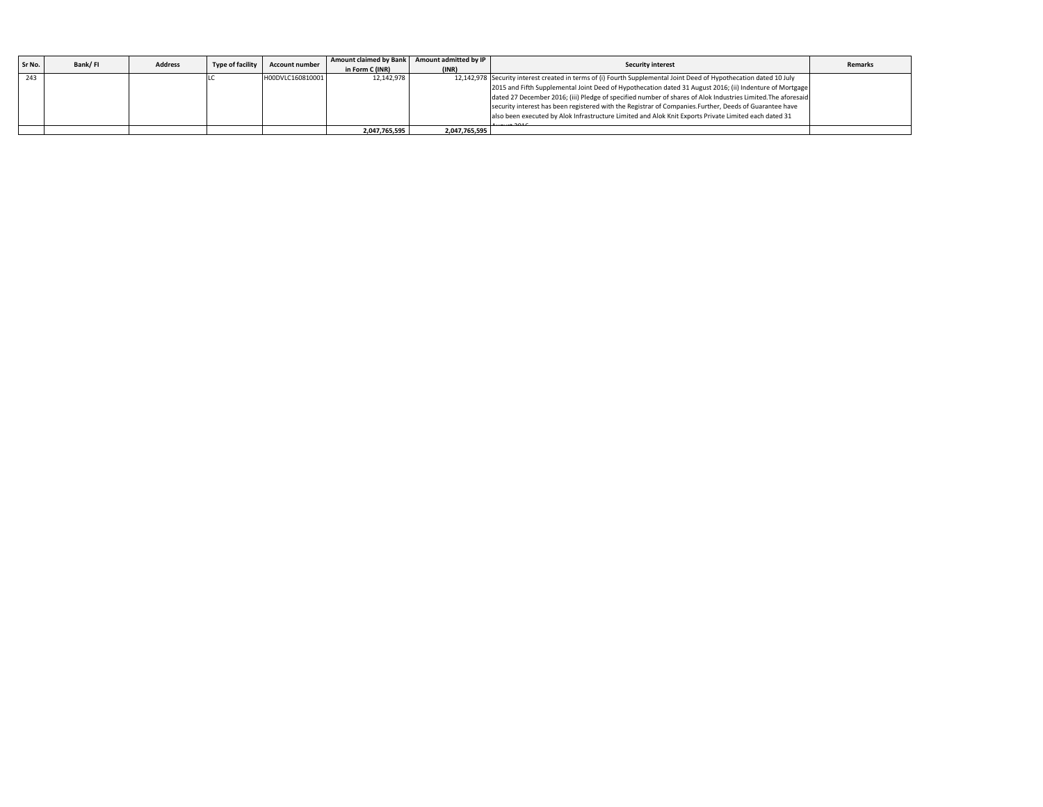| Sr No. | Bank/ FI | Address | Type of facility | Account number | Amount claimed by Bank in Form C (INR) | Amount admitted by IP (INR) | Security interest | Remarks |
|---|---|---|---|---|---|---|---|---|
| 243 | | | LC | H00DVLC160810001 | 12,142,978 | 12,142,978 | Security interest created in terms of (i) Fourth Supplemental Joint Deed of Hypothecation dated 10 July 2015 and Fifth Supplemental Joint Deed of Hypothecation dated 31 August 2016; (ii) Indenture of Mortgage dated 27 December 2016; (iii) Pledge of specified number of shares of Alok Industries Limited.The aforesaid security interest has been registered with the Registrar of Companies.Further, Deeds of Guarantee have also been executed by Alok Infrastructure Limited and Alok Knit Exports Private Limited each dated 31 August 2016 | |
| | | | | | **2,047,765,595** | **2,047,765,595** | | |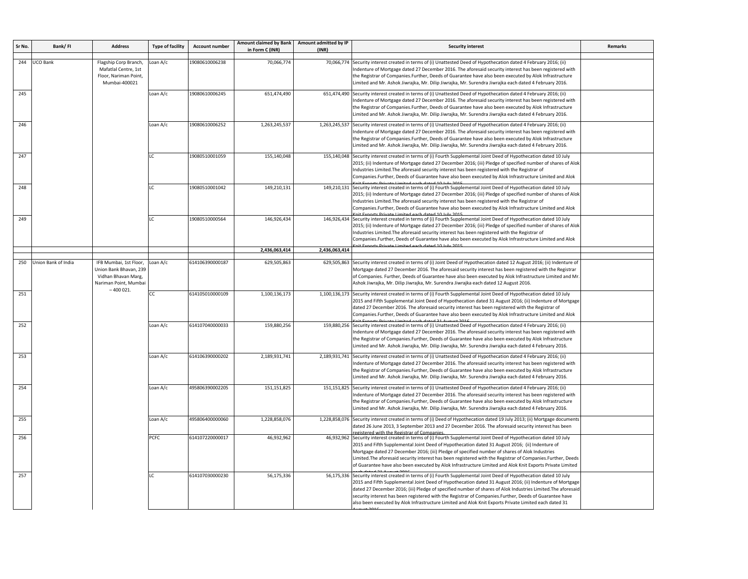| Sr No. | Bank/ FI | Address | Type of facility | Account number | Amount claimed by Bank in Form C (INR) | Amount admitted by IP (INR) | Security interest | Remarks |
|---|---|---|---|---|---|---|---|---|
| 244 | UCO Bank | Flagship Corp Branch, Mafatlal Centre, 1st Floor, Nariman Point, Mumbai-400021 | Loan A/c | 19080610006238 | 70,066,774 | 70,066,774 | Security interest created in terms of (i) Unattested Deed of Hypothecation dated 4 February 2016; (ii) Indenture of Mortgage dated 27 December 2016. The aforesaid security interest has been registered with the Registrar of Companies.Further, Deeds of Guarantee have also been executed by Alok Infrastructure Limited and Mr. Ashok Jiwrajka, Mr. Dilip Jiwrajka, Mr. Surendra Jiwrajka each dated 4 February 2016. | |
| 245 | | | Loan A/c | 19080610006245 | 651,474,490 | 651,474,490 | Security interest created in terms of (i) Unattested Deed of Hypothecation dated 4 February 2016; (ii) Indenture of Mortgage dated 27 December 2016. The aforesaid security interest has been registered with the Registrar of Companies.Further, Deeds of Guarantee have also been executed by Alok Infrastructure Limited and Mr. Ashok Jiwrajka, Mr. Dilip Jiwrajka, Mr. Surendra Jiwrajka each dated 4 February 2016. | |
| 246 | | | Loan A/c | 19080610006252 | 1,263,245,537 | 1,263,245,537 | Security interest created in terms of (i) Unattested Deed of Hypothecation dated 4 February 2016; (ii) Indenture of Mortgage dated 27 December 2016. The aforesaid security interest has been registered with the Registrar of Companies.Further, Deeds of Guarantee have also been executed by Alok Infrastructure Limited and Mr. Ashok Jiwrajka, Mr. Dilip Jiwrajka, Mr. Surendra Jiwrajka each dated 4 February 2016. | |
| 247 | | | LC | 19080510001059 | 155,140,048 | 155,140,048 | Security interest created in terms of (i) Fourth Supplemental Joint Deed of Hypothecation dated 10 July 2015; (ii) Indenture of Mortgage dated 27 December 2016; (iii) Pledge of specified number of shares of Alok Industries Limited.The aforesaid security interest has been registered with the Registrar of Companies.Further, Deeds of Guarantee have also been executed by Alok Infrastructure Limited and Alok Knit Exports Private Limited each dated 10 July 2015 | |
| 248 | | | LC | 19080510001042 | 149,210,131 | 149,210,131 | Security interest created in terms of (i) Fourth Supplemental Joint Deed of Hypothecation dated 10 July 2015; (ii) Indenture of Mortgage dated 27 December 2016; (iii) Pledge of specified number of shares of Alok Industries Limited.The aforesaid security interest has been registered with the Registrar of Companies.Further, Deeds of Guarantee have also been executed by Alok Infrastructure Limited and Alok Knit Exports Private Limited each dated 10 July 2015 | |
| 249 | | | LC | 19080510000564 | 146,926,434 | 146,926,434 | Security interest created in terms of (i) Fourth Supplemental Joint Deed of Hypothecation dated 10 July 2015; (ii) Indenture of Mortgage dated 27 December 2016; (iii) Pledge of specified number of shares of Alok Industries Limited.The aforesaid security interest has been registered with the Registrar of Companies.Further, Deeds of Guarantee have also been executed by Alok Infrastructure Limited and Alok Knit Exports Private Limited each dated 10 July 2015 | |
| | | | | | 2,436,063,414 | 2,436,063,414 | | |
| 250 | Union Bank of India | IFB Mumbai, 1st Floor, Union Bank Bhavan, 239 Vidhan Bhavan Marg, Nariman Point, Mumbai – 400 021. | Loan A/c | 614106390000187 | 629,505,863 | 629,505,863 | Security interest created in terms of (i) Joint Deed of Hypothecation dated 12 August 2016; (ii) Indenture of Mortgage dated 27 December 2016. The aforesaid security interest has been registered with the Registrar of Companies. Further, Deeds of Guarantee have also been executed by Alok Infrastructure Limited and Mr. Ashok Jiwrajka, Mr. Dilip Jiwrajka, Mr. Surendra Jiwrajka each dated 12 August 2016. | |
| 251 | | | CC | 614105010000109 | 1,100,136,173 | 1,100,136,173 | Security interest created in terms of (i) Fourth Supplemental Joint Deed of Hypothecation dated 10 July 2015 and Fifth Supplemental Joint Deed of Hypothecation dated 31 August 2016; (ii) Indenture of Mortgage dated 27 December 2016. The aforesaid security interest has been registered with the Registrar of Companies.Further, Deeds of Guarantee have also been executed by Alok Infrastructure Limited and Alok Knit Exports Private Limited each dated 31 August 2016 | |
| 252 | | | Loan A/c | 614107040000033 | 159,880,256 | 159,880,256 | Security interest created in terms of (i) Unattested Deed of Hypothecation dated 4 February 2016; (ii) Indenture of Mortgage dated 27 December 2016. The aforesaid security interest has been registered with the Registrar of Companies.Further, Deeds of Guarantee have also been executed by Alok Infrastructure Limited and Mr. Ashok Jiwrajka, Mr. Dilip Jiwrajka, Mr. Surendra Jiwrajka each dated 4 February 2016. | |
| 253 | | | Loan A/c | 614106390000202 | 2,189,931,741 | 2,189,931,741 | Security interest created in terms of (i) Unattested Deed of Hypothecation dated 4 February 2016; (ii) Indenture of Mortgage dated 27 December 2016. The aforesaid security interest has been registered with the Registrar of Companies.Further, Deeds of Guarantee have also been executed by Alok Infrastructure Limited and Mr. Ashok Jiwrajka, Mr. Dilip Jiwrajka, Mr. Surendra Jiwrajka each dated 4 February 2016. | |
| 254 | | | Loan A/c | 495806390002205 | 151,151,825 | 151,151,825 | Security interest created in terms of (i) Unattested Deed of Hypothecation dated 4 February 2016; (ii) Indenture of Mortgage dated 27 December 2016. The aforesaid security interest has been registered with the Registrar of Companies.Further, Deeds of Guarantee have also been executed by Alok Infrastructure Limited and Mr. Ashok Jiwrajka, Mr. Dilip Jiwrajka, Mr. Surendra Jiwrajka each dated 4 February 2016. | |
| 255 | | | Loan A/c | 495806400000060 | 1,228,858,076 | 1,228,858,076 | Security interest created in terms of (i) Deed of Hypothecation dated 19 July 2013; (ii) Mortgage documents dated 26 June 2013, 3 September 2013 and 27 December 2016. The aforesaid security interest has been registered with the Registrar of Companies. | |
| 256 | | | PCFC | 614107220000017 | 46,932,962 | 46,932,962 | Security interest created in terms of (i) Fourth Supplemental Joint Deed of Hypothecation dated 10 July 2015 and Fifth Supplemental Joint Deed of Hypothecation dated 31 August 2016; (ii) Indenture of Mortgage dated 27 December 2016; (iii) Pledge of specified number of shares of Alok Industries Limited.The aforesaid security interest has been registered with the Registrar of Companies.Further, Deeds of Guarantee have also been executed by Alok Infrastructure Limited and Alok Knit Exports Private Limited each dated 31 August 2016 | |
| 257 | | | LC | 614107030000230 | 56,175,336 | 56,175,336 | Security interest created in terms of (i) Fourth Supplemental Joint Deed of Hypothecation dated 10 July 2015 and Fifth Supplemental Joint Deed of Hypothecation dated 31 August 2016; (ii) Indenture of Mortgage dated 27 December 2016; (iii) Pledge of specified number of shares of Alok Industries Limited.The aforesaid security interest has been registered with the Registrar of Companies.Further, Deeds of Guarantee have also been executed by Alok Infrastructure Limited and Alok Knit Exports Private Limited each dated 31 August 2016 | |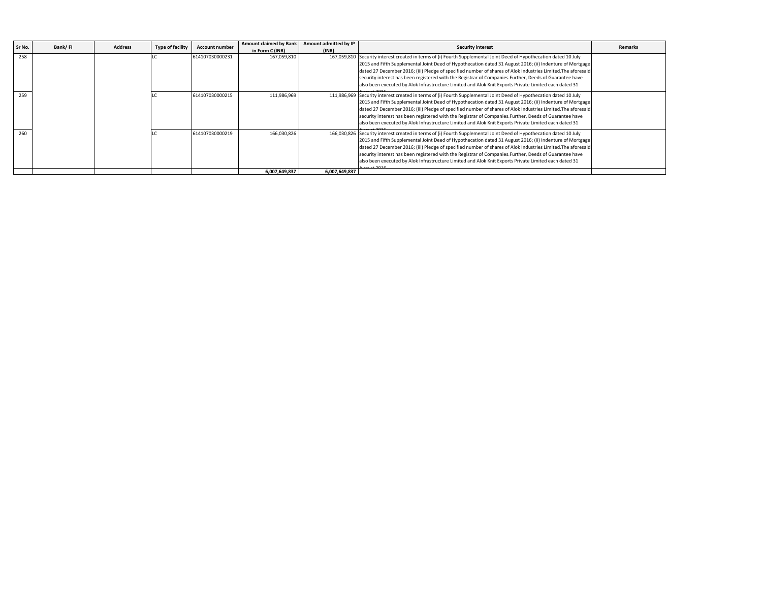| Sr No. | Bank/ FI | Address | Type of facility | Account number | Amount claimed by Bank in Form C (INR) | Amount admitted by IP (INR) | Security interest | Remarks |
|---|---|---|---|---|---|---|---|---|
| 258 | | | LC | 614107030000231 | 167,059,810 | 167,059,810 | Security interest created in terms of (i) Fourth Supplemental Joint Deed of Hypothecation dated 10 July 2015 and Fifth Supplemental Joint Deed of Hypothecation dated 31 August 2016; (ii) Indenture of Mortgage dated 27 December 2016; (iii) Pledge of specified number of shares of Alok Industries Limited.The aforesaid security interest has been registered with the Registrar of Companies.Further, Deeds of Guarantee have also been executed by Alok Infrastructure Limited and Alok Knit Exports Private Limited each dated 31 August 2016 | |
| 259 | | | LC | 614107030000215 | 111,986,969 | 111,986,969 | Security interest created in terms of (i) Fourth Supplemental Joint Deed of Hypothecation dated 10 July 2015 and Fifth Supplemental Joint Deed of Hypothecation dated 31 August 2016; (ii) Indenture of Mortgage dated 27 December 2016; (iii) Pledge of specified number of shares of Alok Industries Limited.The aforesaid security interest has been registered with the Registrar of Companies.Further, Deeds of Guarantee have also been executed by Alok Infrastructure Limited and Alok Knit Exports Private Limited each dated 31 August 2016 | |
| 260 | | | LC | 614107030000219 | 166,030,826 | 166,030,826 | Security interest created in terms of (i) Fourth Supplemental Joint Deed of Hypothecation dated 10 July 2015 and Fifth Supplemental Joint Deed of Hypothecation dated 31 August 2016; (ii) Indenture of Mortgage dated 27 December 2016; (iii) Pledge of specified number of shares of Alok Industries Limited.The aforesaid security interest has been registered with the Registrar of Companies.Further, Deeds of Guarantee have also been executed by Alok Infrastructure Limited and Alok Knit Exports Private Limited each dated 31 August 2016 | |
| | | | | | **6,007,649,837** | **6,007,649,837** | | |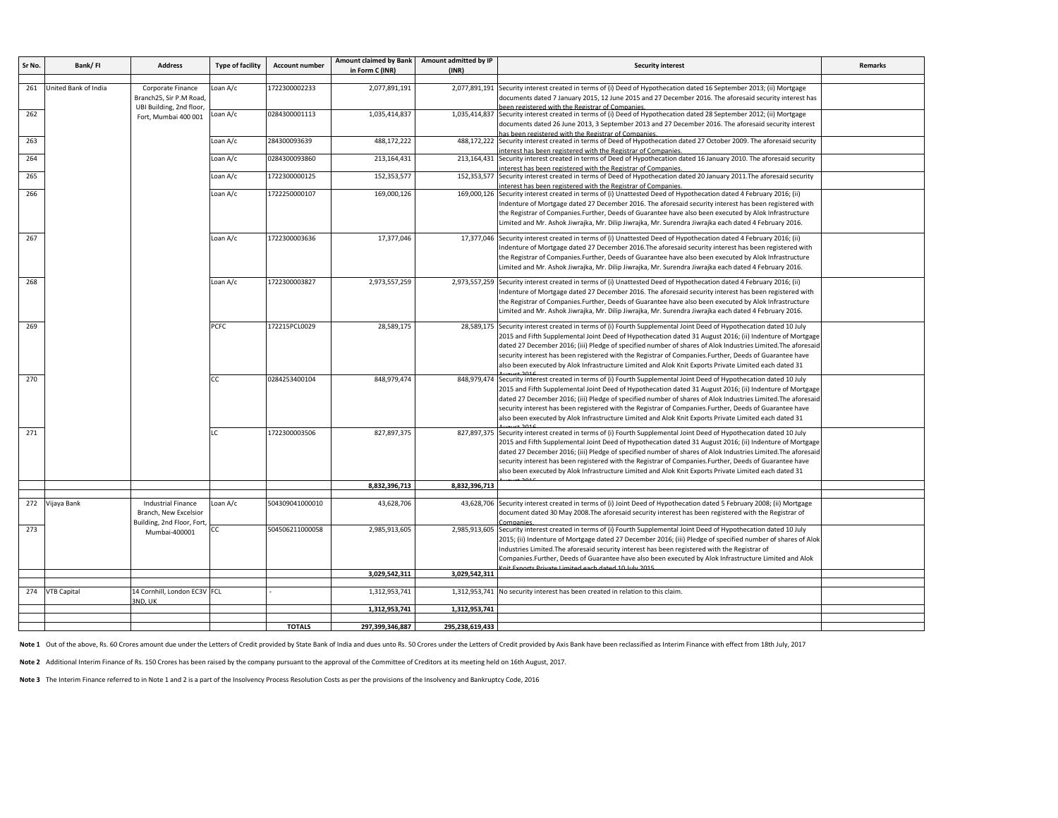| Sr No. | Bank/ FI | Address | Type of facility | Account number | Amount claimed by Bank in Form C (INR) | Amount admitted by IP (INR) | Security interest | Remarks |
|---|---|---|---|---|---|---|---|---|
| 261 | United Bank of India | Corporate Finance Branch25, Sir P.M Road, UBI Building, 2nd floor, Fort, Mumbai 400 001 | Loan A/c | 1722300002233 | 2,077,891,191 | 2,077,891,191 | Security interest created in terms of (i) Deed of Hypothecation dated 16 September 2013; (ii) Mortgage documents dated 7 January 2015, 12 June 2015 and 27 December 2016. The aforesaid security interest has been registered with the Registrar of Companies. | |
| 262 | | | Loan A/c | 0284300001113 | 1,035,414,837 | 1,035,414,837 | Security interest created in terms of (i) Deed of Hypothecation dated 28 September 2012; (ii) Mortgage documents dated 26 June 2013, 3 September 2013 and 27 December 2016. The aforesaid security interest has been registered with the Registrar of Companies. | |
| 263 | | | Loan A/c | 284300093639 | 488,172,222 | 488,172,222 | Security interest created in terms of Deed of Hypothecation dated 27 October 2009. The aforesaid security interest has been registered with the Registrar of Companies. | |
| 264 | | | Loan A/c | 0284300093860 | 213,164,431 | 213,164,431 | Security interest created in terms of Deed of Hypothecation dated 16 January 2010. The aforesaid security interest has been registered with the Registrar of Companies. | |
| 265 | | | Loan A/c | 1722300000125 | 152,353,577 | 152,353,577 | Security interest created in terms of Deed of Hypothecation dated 20 January 2011.The aforesaid security interest has been registered with the Registrar of Companies. | |
| 266 | | | Loan A/c | 1722250000107 | 169,000,126 | 169,000,126 | Security interest created in terms of (i) Unattested Deed of Hypothecation dated 4 February 2016; (ii) Indenture of Mortgage dated 27 December 2016. The aforesaid security interest has been registered with the Registrar of Companies.Further, Deeds of Guarantee have also been executed by Alok Infrastructure Limited and Mr. Ashok Jiwrajka, Mr. Dilip Jiwrajka, Mr. Surendra Jiwrajka each dated 4 February 2016. | |
| 267 | | | Loan A/c | 1722300003636 | 17,377,046 | 17,377,046 | Security interest created in terms of (i) Unattested Deed of Hypothecation dated 4 February 2016; (ii) Indenture of Mortgage dated 27 December 2016.The aforesaid security interest has been registered with the Registrar of Companies.Further, Deeds of Guarantee have also been executed by Alok Infrastructure Limited and Mr. Ashok Jiwrajka, Mr. Dilip Jiwrajka, Mr. Surendra Jiwrajka each dated 4 February 2016. | |
| 268 | | | Loan A/c | 1722300003827 | 2,973,557,259 | 2,973,557,259 | Security interest created in terms of (i) Unattested Deed of Hypothecation dated 4 February 2016; (ii) Indenture of Mortgage dated 27 December 2016. The aforesaid security interest has been registered with the Registrar of Companies.Further, Deeds of Guarantee have also been executed by Alok Infrastructure Limited and Mr. Ashok Jiwrajka, Mr. Dilip Jiwrajka, Mr. Surendra Jiwrajka each dated 4 February 2016. | |
| 269 | | | PCFC | 172215PCL0029 | 28,589,175 | 28,589,175 | Security interest created in terms of (i) Fourth Supplemental Joint Deed of Hypothecation dated 10 July 2015 and Fifth Supplemental Joint Deed of Hypothecation dated 31 August 2016; (ii) Indenture of Mortgage dated 27 December 2016; (iii) Pledge of specified number of shares of Alok Industries Limited.The aforesaid security interest has been registered with the Registrar of Companies.Further, Deeds of Guarantee have also been executed by Alok Infrastructure Limited and Alok Knit Exports Private Limited each dated 31 August 2016. | |
| 270 | | | CC | 0284253400104 | 848,979,474 | 848,979,474 | Security interest created in terms of (i) Fourth Supplemental Joint Deed of Hypothecation dated 10 July 2015 and Fifth Supplemental Joint Deed of Hypothecation dated 31 August 2016; (ii) Indenture of Mortgage dated 27 December 2016; (iii) Pledge of specified number of shares of Alok Industries Limited.The aforesaid security interest has been registered with the Registrar of Companies.Further, Deeds of Guarantee have also been executed by Alok Infrastructure Limited and Alok Knit Exports Private Limited each dated 31 August 2016. | |
| 271 | | | LC | 1722300003506 | 827,897,375 | 827,897,375 | Security interest created in terms of (i) Fourth Supplemental Joint Deed of Hypothecation dated 10 July 2015 and Fifth Supplemental Joint Deed of Hypothecation dated 31 August 2016; (ii) Indenture of Mortgage dated 27 December 2016; (iii) Pledge of specified number of shares of Alok Industries Limited.The aforesaid security interest has been registered with the Registrar of Companies.Further, Deeds of Guarantee have also been executed by Alok Infrastructure Limited and Alok Knit Exports Private Limited each dated 31 August 2016. | |
| | | | | | **8,832,396,713** | **8,832,396,713** | | |
| 272 | Vijaya Bank | Industrial Finance Branch, New Excelsior Building, 2nd Floor, Fort, Mumbai-400001 | Loan A/c | 504309041000010 | 43,628,706 | 43,628,706 | Security interest created in terms of (i) Joint Deed of Hypothecation dated 5 February 2008; (ii) Mortgage document dated 30 May 2008.The aforesaid security interest has been registered with the Registrar of Companies. | |
| 273 | | | CC | 504506211000058 | 2,985,913,605 | 2,985,913,605 | Security interest created in terms of (i) Fourth Supplemental Joint Deed of Hypothecation dated 10 July 2015; (ii) Indenture of Mortgage dated 27 December 2016; (iii) Pledge of specified number of shares of Alok Industries Limited.The aforesaid security interest has been registered with the Registrar of Companies.Further, Deeds of Guarantee have also been executed by Alok Infrastructure Limited and Alok Knit Exports Private Limited each dated 10 July 2015. | |
| | | | | | **3,029,542,311** | **3,029,542,311** | | |
| 274 | VTB Capital | 14 Cornhill, London EC3V 3ND, UK | FCL | - | 1,312,953,741 | 1,312,953,741 | No security interest has been created in relation to this claim. | |
| | | | | | **1,312,953,741** | **1,312,953,741** | | |
| | | | | **TOTALS** | **297,399,346,887** | **295,238,619,433** | | |

**Note 1** Out of the above, Rs. 60 Crores amount due under the Letters of Credit provided by State Bank of India and dues unto Rs. 50 Crores under the Letters of Credit provided by Axis Bank have been reclassified as Interim Finance with effect from 18th July, 2017

**Note 2** Additional Interim Finance of Rs. 150 Crores has been raised by the company pursuant to the approval of the Committee of Creditors at its meeting held on 16th August, 2017.

**Note 3** The Interim Finance referred to in Note 1 and 2 is a part of the Insolvency Process Resolution Costs as per the provisions of the Insolvency and Bankruptcy Code, 2016